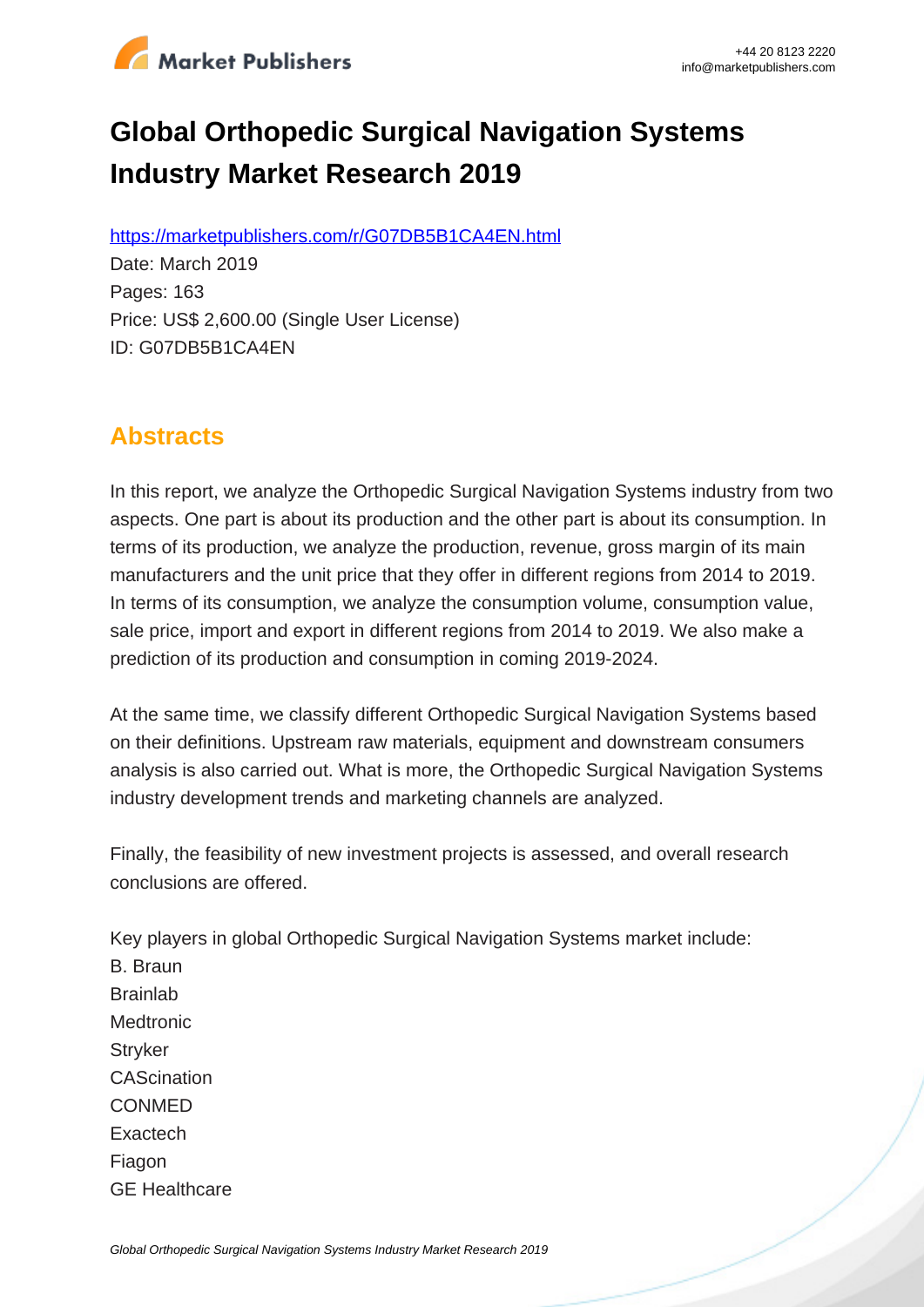# Global Orthopedic Surgical Navigation Systems Industry Market Research 2019

https://marketpublishers.com/r/G07DB5B1CA4EN.html

Date: March 2019

Pages: 163

Price: US$ 2,600.00 (Single User License)

ID: G07DB5B1CA4EN

## Abstracts

In this report, we analyze the Orthopedic Surgical Navigation Systems industry from two aspects. One part is about its production and the other part is about its consumption. In terms of its production, we analyze the production, revenue, gross margin of its main manufacturers and the unit price that they offer in different regions from 2014 to 2019. In terms of its consumption, we analyze the consumption volume, consumption value, sale price, import and export in different regions from 2014 to 2019. We also make a prediction of its production and consumption in coming 2019-2024.

At the same time, we classify different Orthopedic Surgical Navigation Systems based on their definitions. Upstream raw materials, equipment and downstream consumers analysis is also carried out. What is more, the Orthopedic Surgical Navigation Systems industry development trends and marketing channels are analyzed.

Finally, the feasibility of new investment projects is assessed, and overall research conclusions are offered.

Key players in global Orthopedic Surgical Navigation Systems market include:

B. Braun
Brainlab
Medtronic
Stryker
CAScination
CONMED
Exactech
Fiagon
GE Healthcare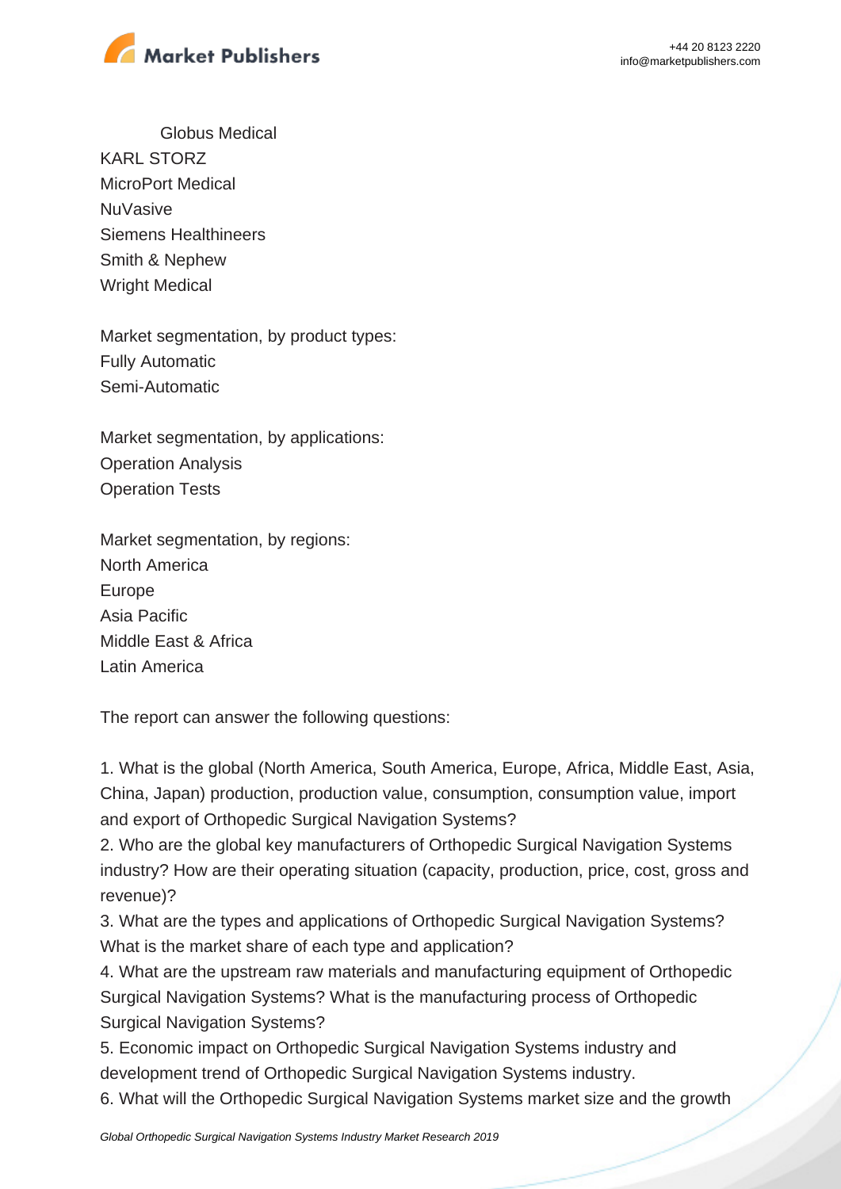Globus Medical
KARL STORZ
MicroPort Medical
NuVasive
Siemens Healthineers
Smith & Nephew
Wright Medical

Market segmentation, by product types:
Fully Automatic
Semi-Automatic

Market segmentation, by applications:
Operation Analysis
Operation Tests

Market segmentation, by regions:
North America
Europe
Asia Pacific
Middle East & Africa
Latin America

The report can answer the following questions:

1. What is the global (North America, South America, Europe, Africa, Middle East, Asia, China, Japan) production, production value, consumption, consumption value, import and export of Orthopedic Surgical Navigation Systems?
2. Who are the global key manufacturers of Orthopedic Surgical Navigation Systems industry? How are their operating situation (capacity, production, price, cost, gross and revenue)?
3. What are the types and applications of Orthopedic Surgical Navigation Systems? What is the market share of each type and application?
4. What are the upstream raw materials and manufacturing equipment of Orthopedic Surgical Navigation Systems? What is the manufacturing process of Orthopedic Surgical Navigation Systems?
5. Economic impact on Orthopedic Surgical Navigation Systems industry and development trend of Orthopedic Surgical Navigation Systems industry.
6. What will the Orthopedic Surgical Navigation Systems market size and the growth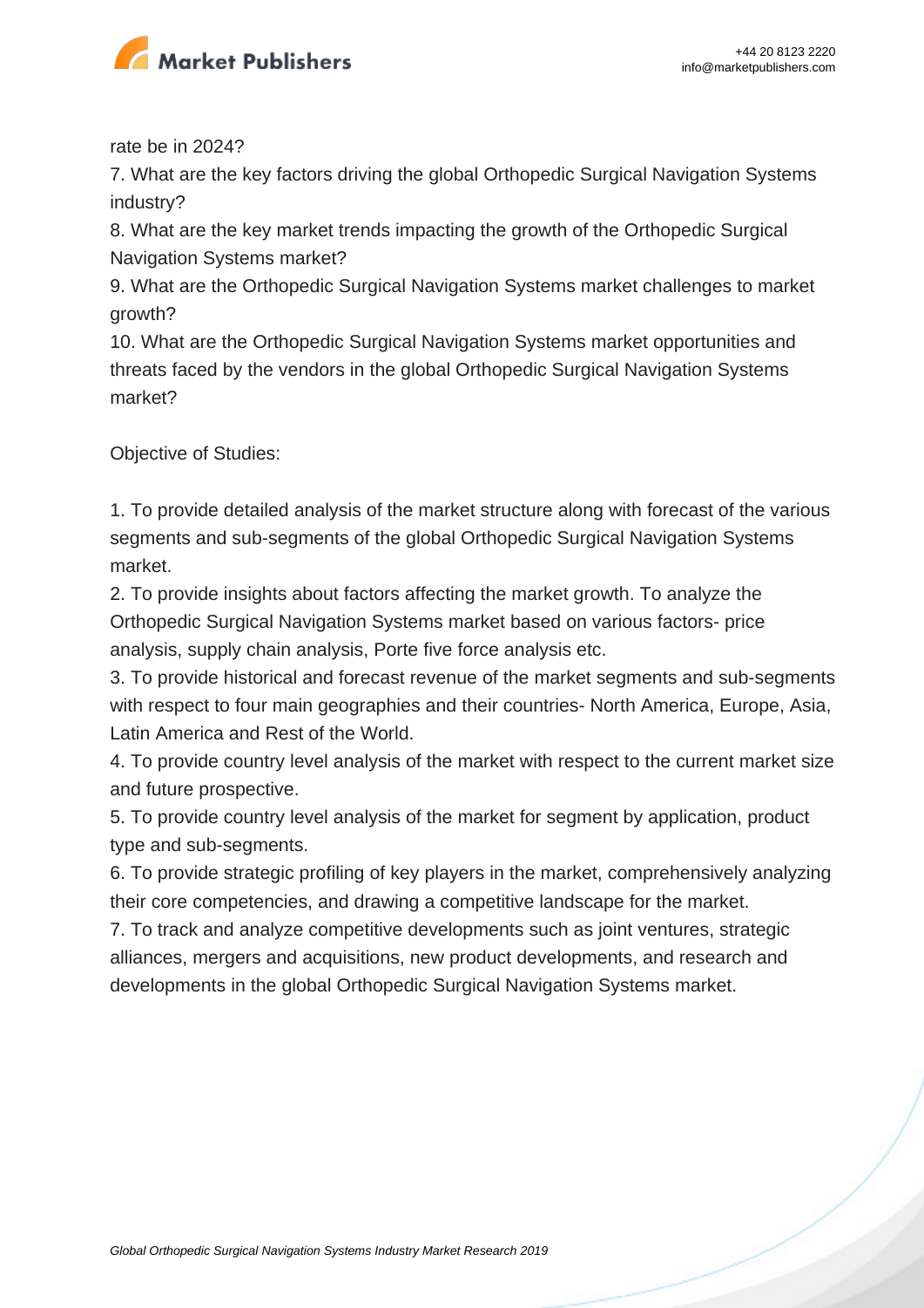rate be in 2024?

7. What are the key factors driving the global Orthopedic Surgical Navigation Systems industry?
8. What are the key market trends impacting the growth of the Orthopedic Surgical Navigation Systems market?
9. What are the Orthopedic Surgical Navigation Systems market challenges to market growth?
10. What are the Orthopedic Surgical Navigation Systems market opportunities and threats faced by the vendors in the global Orthopedic Surgical Navigation Systems market?

Objective of Studies:

1. To provide detailed analysis of the market structure along with forecast of the various segments and sub-segments of the global Orthopedic Surgical Navigation Systems market.
2. To provide insights about factors affecting the market growth. To analyze the Orthopedic Surgical Navigation Systems market based on various factors- price analysis, supply chain analysis, Porte five force analysis etc.
3. To provide historical and forecast revenue of the market segments and sub-segments with respect to four main geographies and their countries- North America, Europe, Asia, Latin America and Rest of the World.
4. To provide country level analysis of the market with respect to the current market size and future prospective.
5. To provide country level analysis of the market for segment by application, product type and sub-segments.
6. To provide strategic profiling of key players in the market, comprehensively analyzing their core competencies, and drawing a competitive landscape for the market.
7. To track and analyze competitive developments such as joint ventures, strategic alliances, mergers and acquisitions, new product developments, and research and developments in the global Orthopedic Surgical Navigation Systems market.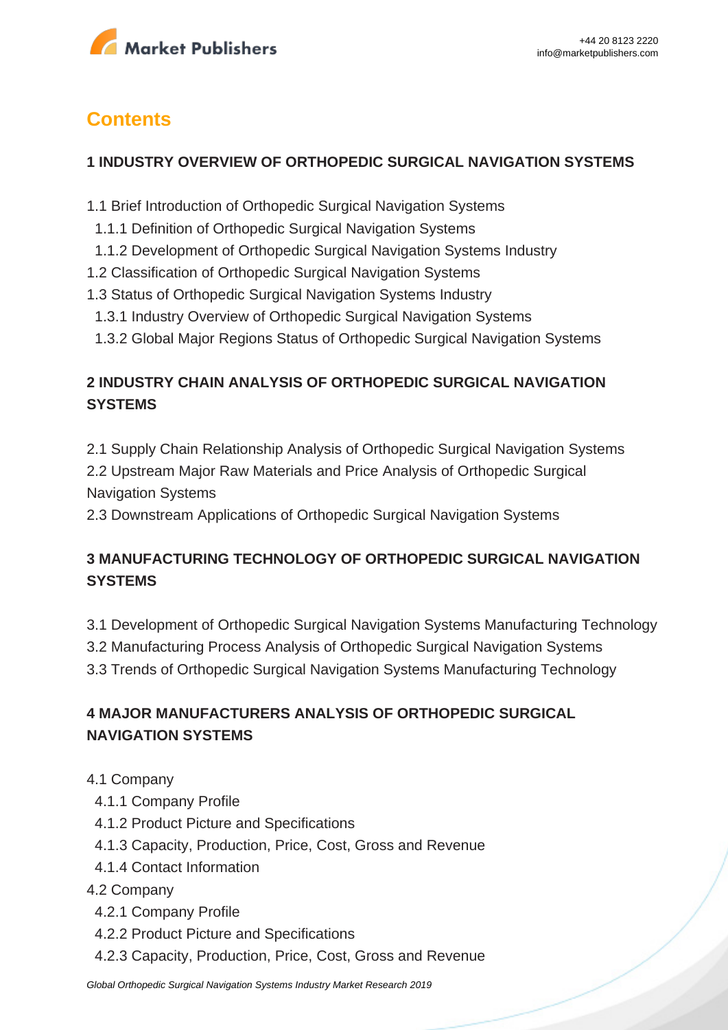# Contents

## 1 INDUSTRY OVERVIEW OF ORTHOPEDIC SURGICAL NAVIGATION SYSTEMS

1.1 Brief Introduction of Orthopedic Surgical Navigation Systems
  1.1.1 Definition of Orthopedic Surgical Navigation Systems
  1.1.2 Development of Orthopedic Surgical Navigation Systems Industry
1.2 Classification of Orthopedic Surgical Navigation Systems
1.3 Status of Orthopedic Surgical Navigation Systems Industry
  1.3.1 Industry Overview of Orthopedic Surgical Navigation Systems
  1.3.2 Global Major Regions Status of Orthopedic Surgical Navigation Systems

## 2 INDUSTRY CHAIN ANALYSIS OF ORTHOPEDIC SURGICAL NAVIGATION SYSTEMS

2.1 Supply Chain Relationship Analysis of Orthopedic Surgical Navigation Systems
2.2 Upstream Major Raw Materials and Price Analysis of Orthopedic Surgical Navigation Systems
2.3 Downstream Applications of Orthopedic Surgical Navigation Systems

## 3 MANUFACTURING TECHNOLOGY OF ORTHOPEDIC SURGICAL NAVIGATION SYSTEMS

3.1 Development of Orthopedic Surgical Navigation Systems Manufacturing Technology
3.2 Manufacturing Process Analysis of Orthopedic Surgical Navigation Systems
3.3 Trends of Orthopedic Surgical Navigation Systems Manufacturing Technology

## 4 MAJOR MANUFACTURERS ANALYSIS OF ORTHOPEDIC SURGICAL NAVIGATION SYSTEMS

4.1 Company
  4.1.1 Company Profile
  4.1.2 Product Picture and Specifications
  4.1.3 Capacity, Production, Price, Cost, Gross and Revenue
  4.1.4 Contact Information
4.2 Company
  4.2.1 Company Profile
  4.2.2 Product Picture and Specifications
  4.2.3 Capacity, Production, Price, Cost, Gross and Revenue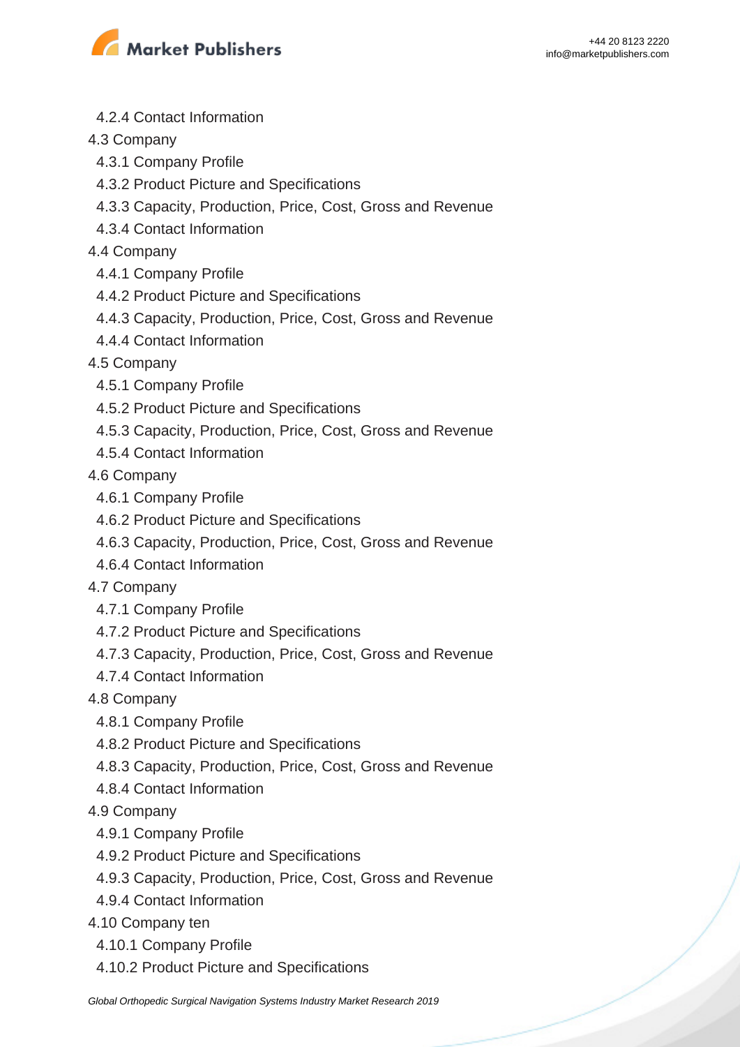4.2.4 Contact Information

4.3 Company

4.3.1 Company Profile

4.3.2 Product Picture and Specifications

4.3.3 Capacity, Production, Price, Cost, Gross and Revenue

4.3.4 Contact Information

4.4 Company

4.4.1 Company Profile

4.4.2 Product Picture and Specifications

4.4.3 Capacity, Production, Price, Cost, Gross and Revenue

4.4.4 Contact Information

4.5 Company

4.5.1 Company Profile

4.5.2 Product Picture and Specifications

4.5.3 Capacity, Production, Price, Cost, Gross and Revenue

4.5.4 Contact Information

4.6 Company

4.6.1 Company Profile

4.6.2 Product Picture and Specifications

4.6.3 Capacity, Production, Price, Cost, Gross and Revenue

4.6.4 Contact Information

4.7 Company

4.7.1 Company Profile

4.7.2 Product Picture and Specifications

4.7.3 Capacity, Production, Price, Cost, Gross and Revenue

4.7.4 Contact Information

4.8 Company

4.8.1 Company Profile

4.8.2 Product Picture and Specifications

4.8.3 Capacity, Production, Price, Cost, Gross and Revenue

4.8.4 Contact Information

4.9 Company

4.9.1 Company Profile

4.9.2 Product Picture and Specifications

4.9.3 Capacity, Production, Price, Cost, Gross and Revenue

4.9.4 Contact Information

4.10 Company ten

4.10.1 Company Profile

4.10.2 Product Picture and Specifications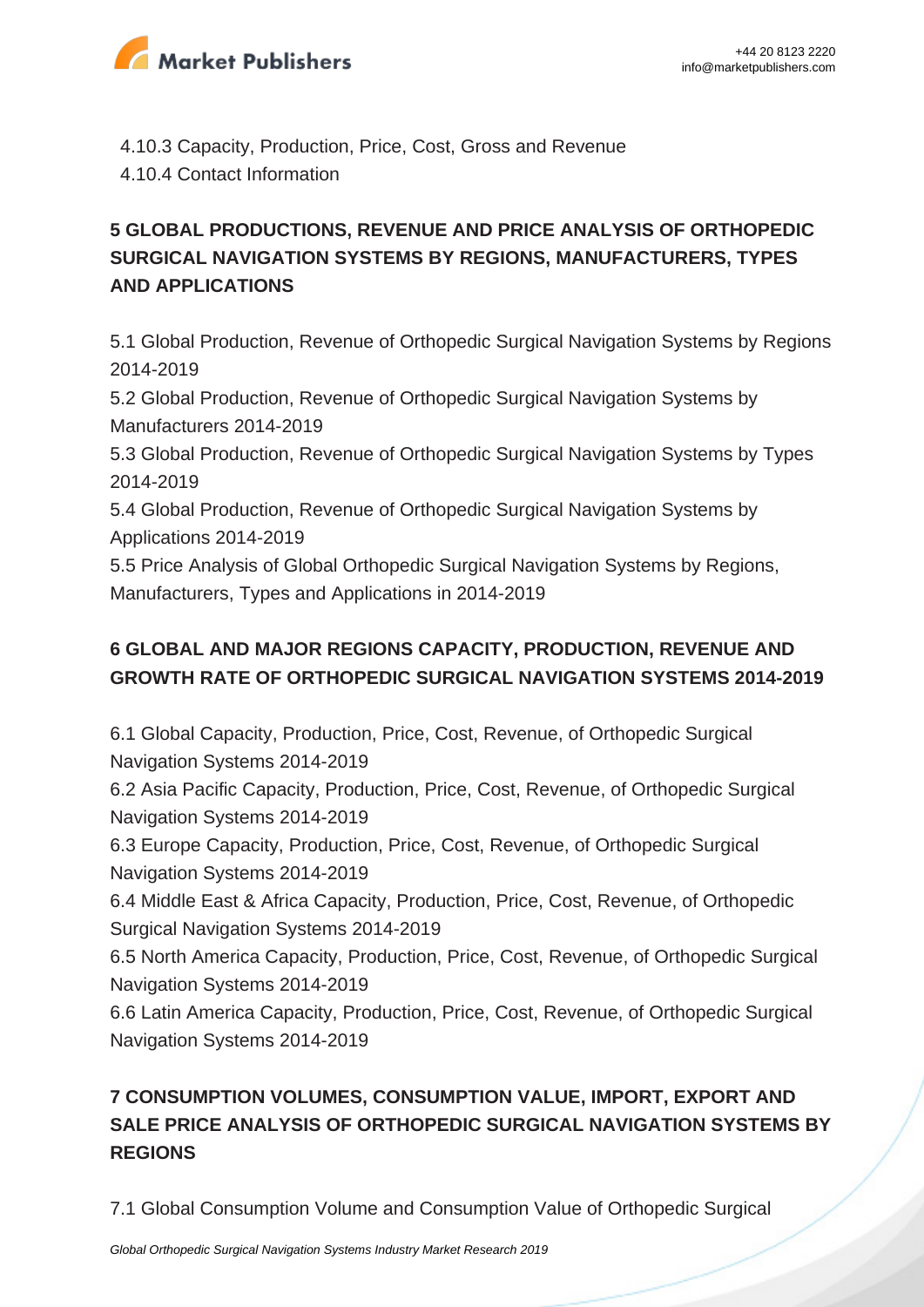4.10.3 Capacity, Production, Price, Cost, Gross and Revenue
4.10.4 Contact Information

## 5 GLOBAL PRODUCTIONS, REVENUE AND PRICE ANALYSIS OF ORTHOPEDIC SURGICAL NAVIGATION SYSTEMS BY REGIONS, MANUFACTURERS, TYPES AND APPLICATIONS

5.1 Global Production, Revenue of Orthopedic Surgical Navigation Systems by Regions 2014-2019
5.2 Global Production, Revenue of Orthopedic Surgical Navigation Systems by Manufacturers 2014-2019
5.3 Global Production, Revenue of Orthopedic Surgical Navigation Systems by Types 2014-2019
5.4 Global Production, Revenue of Orthopedic Surgical Navigation Systems by Applications 2014-2019
5.5 Price Analysis of Global Orthopedic Surgical Navigation Systems by Regions, Manufacturers, Types and Applications in 2014-2019

## 6 GLOBAL AND MAJOR REGIONS CAPACITY, PRODUCTION, REVENUE AND GROWTH RATE OF ORTHOPEDIC SURGICAL NAVIGATION SYSTEMS 2014-2019

6.1 Global Capacity, Production, Price, Cost, Revenue, of Orthopedic Surgical Navigation Systems 2014-2019
6.2 Asia Pacific Capacity, Production, Price, Cost, Revenue, of Orthopedic Surgical Navigation Systems 2014-2019
6.3 Europe Capacity, Production, Price, Cost, Revenue, of Orthopedic Surgical Navigation Systems 2014-2019
6.4 Middle East & Africa Capacity, Production, Price, Cost, Revenue, of Orthopedic Surgical Navigation Systems 2014-2019
6.5 North America Capacity, Production, Price, Cost, Revenue, of Orthopedic Surgical Navigation Systems 2014-2019
6.6 Latin America Capacity, Production, Price, Cost, Revenue, of Orthopedic Surgical Navigation Systems 2014-2019

## 7 CONSUMPTION VOLUMES, CONSUMPTION VALUE, IMPORT, EXPORT AND SALE PRICE ANALYSIS OF ORTHOPEDIC SURGICAL NAVIGATION SYSTEMS BY REGIONS

7.1 Global Consumption Volume and Consumption Value of Orthopedic Surgical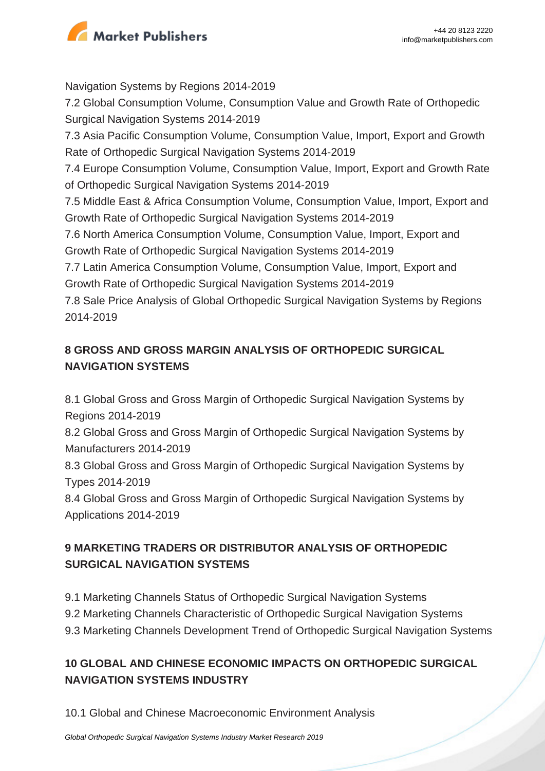Navigation Systems by Regions 2014-2019

7.2 Global Consumption Volume, Consumption Value and Growth Rate of Orthopedic Surgical Navigation Systems 2014-2019

7.3 Asia Pacific Consumption Volume, Consumption Value, Import, Export and Growth Rate of Orthopedic Surgical Navigation Systems 2014-2019

7.4 Europe Consumption Volume, Consumption Value, Import, Export and Growth Rate of Orthopedic Surgical Navigation Systems 2014-2019

7.5 Middle East & Africa Consumption Volume, Consumption Value, Import, Export and Growth Rate of Orthopedic Surgical Navigation Systems 2014-2019

7.6 North America Consumption Volume, Consumption Value, Import, Export and Growth Rate of Orthopedic Surgical Navigation Systems 2014-2019

7.7 Latin America Consumption Volume, Consumption Value, Import, Export and Growth Rate of Orthopedic Surgical Navigation Systems 2014-2019

7.8 Sale Price Analysis of Global Orthopedic Surgical Navigation Systems by Regions 2014-2019

## 8 GROSS AND GROSS MARGIN ANALYSIS OF ORTHOPEDIC SURGICAL NAVIGATION SYSTEMS

8.1 Global Gross and Gross Margin of Orthopedic Surgical Navigation Systems by Regions 2014-2019

8.2 Global Gross and Gross Margin of Orthopedic Surgical Navigation Systems by Manufacturers 2014-2019

8.3 Global Gross and Gross Margin of Orthopedic Surgical Navigation Systems by Types 2014-2019

8.4 Global Gross and Gross Margin of Orthopedic Surgical Navigation Systems by Applications 2014-2019

## 9 MARKETING TRADERS OR DISTRIBUTOR ANALYSIS OF ORTHOPEDIC SURGICAL NAVIGATION SYSTEMS

9.1 Marketing Channels Status of Orthopedic Surgical Navigation Systems

9.2 Marketing Channels Characteristic of Orthopedic Surgical Navigation Systems

9.3 Marketing Channels Development Trend of Orthopedic Surgical Navigation Systems

## 10 GLOBAL AND CHINESE ECONOMIC IMPACTS ON ORTHOPEDIC SURGICAL NAVIGATION SYSTEMS INDUSTRY

10.1 Global and Chinese Macroeconomic Environment Analysis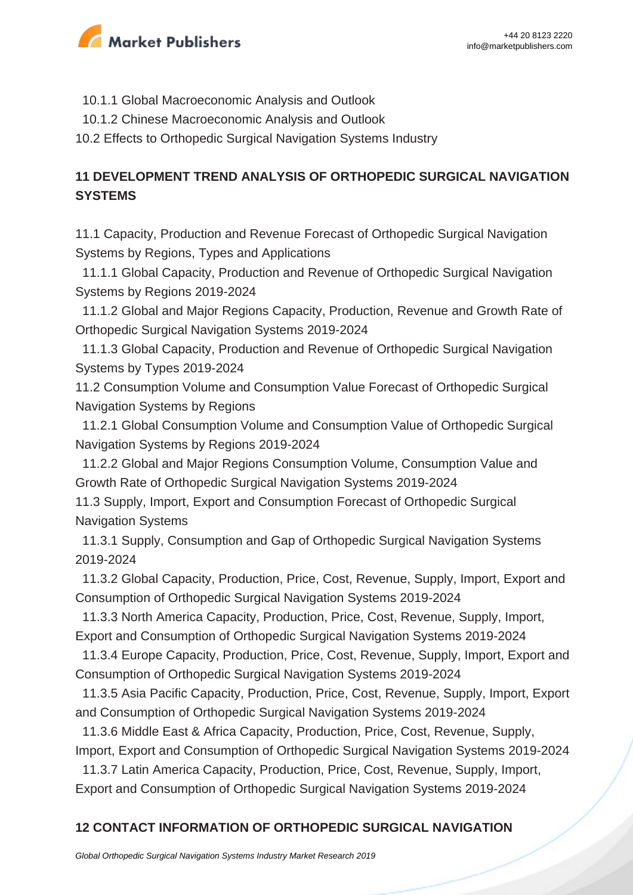10.1.1 Global Macroeconomic Analysis and Outlook
10.1.2 Chinese Macroeconomic Analysis and Outlook
10.2 Effects to Orthopedic Surgical Navigation Systems Industry

## 11 DEVELOPMENT TREND ANALYSIS OF ORTHOPEDIC SURGICAL NAVIGATION SYSTEMS

11.1 Capacity, Production and Revenue Forecast of Orthopedic Surgical Navigation Systems by Regions, Types and Applications
11.1.1 Global Capacity, Production and Revenue of Orthopedic Surgical Navigation Systems by Regions 2019-2024
11.1.2 Global and Major Regions Capacity, Production, Revenue and Growth Rate of Orthopedic Surgical Navigation Systems 2019-2024
11.1.3 Global Capacity, Production and Revenue of Orthopedic Surgical Navigation Systems by Types 2019-2024
11.2 Consumption Volume and Consumption Value Forecast of Orthopedic Surgical Navigation Systems by Regions
11.2.1 Global Consumption Volume and Consumption Value of Orthopedic Surgical Navigation Systems by Regions 2019-2024
11.2.2 Global and Major Regions Consumption Volume, Consumption Value and Growth Rate of Orthopedic Surgical Navigation Systems 2019-2024
11.3 Supply, Import, Export and Consumption Forecast of Orthopedic Surgical Navigation Systems
11.3.1 Supply, Consumption and Gap of Orthopedic Surgical Navigation Systems 2019-2024
11.3.2 Global Capacity, Production, Price, Cost, Revenue, Supply, Import, Export and Consumption of Orthopedic Surgical Navigation Systems 2019-2024
11.3.3 North America Capacity, Production, Price, Cost, Revenue, Supply, Import, Export and Consumption of Orthopedic Surgical Navigation Systems 2019-2024
11.3.4 Europe Capacity, Production, Price, Cost, Revenue, Supply, Import, Export and Consumption of Orthopedic Surgical Navigation Systems 2019-2024
11.3.5 Asia Pacific Capacity, Production, Price, Cost, Revenue, Supply, Import, Export and Consumption of Orthopedic Surgical Navigation Systems 2019-2024
11.3.6 Middle East & Africa Capacity, Production, Price, Cost, Revenue, Supply, Import, Export and Consumption of Orthopedic Surgical Navigation Systems 2019-2024
11.3.7 Latin America Capacity, Production, Price, Cost, Revenue, Supply, Import, Export and Consumption of Orthopedic Surgical Navigation Systems 2019-2024

## 12 CONTACT INFORMATION OF ORTHOPEDIC SURGICAL NAVIGATION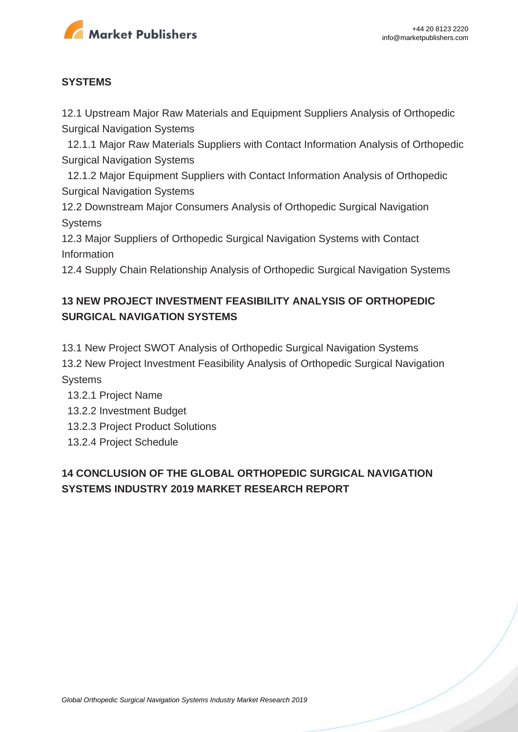**SYSTEMS**

12.1 Upstream Major Raw Materials and Equipment Suppliers Analysis of Orthopedic Surgical Navigation Systems
  12.1.1 Major Raw Materials Suppliers with Contact Information Analysis of Orthopedic Surgical Navigation Systems
  12.1.2 Major Equipment Suppliers with Contact Information Analysis of Orthopedic Surgical Navigation Systems
12.2 Downstream Major Consumers Analysis of Orthopedic Surgical Navigation Systems
12.3 Major Suppliers of Orthopedic Surgical Navigation Systems with Contact Information
12.4 Supply Chain Relationship Analysis of Orthopedic Surgical Navigation Systems

## 13 NEW PROJECT INVESTMENT FEASIBILITY ANALYSIS OF ORTHOPEDIC SURGICAL NAVIGATION SYSTEMS

13.1 New Project SWOT Analysis of Orthopedic Surgical Navigation Systems
13.2 New Project Investment Feasibility Analysis of Orthopedic Surgical Navigation Systems
  13.2.1 Project Name
  13.2.2 Investment Budget
  13.2.3 Project Product Solutions
  13.2.4 Project Schedule

## 14 CONCLUSION OF THE GLOBAL ORTHOPEDIC SURGICAL NAVIGATION SYSTEMS INDUSTRY 2019 MARKET RESEARCH REPORT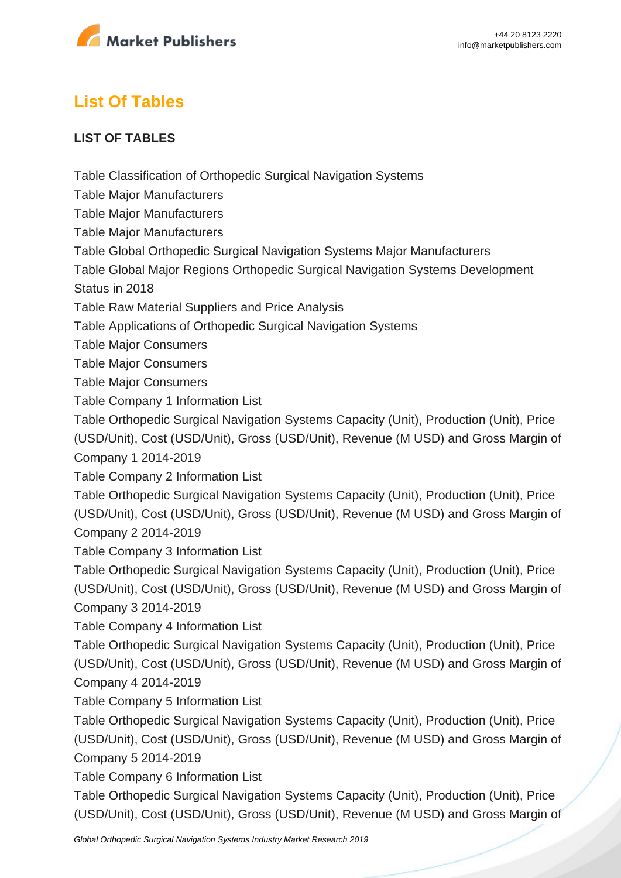## List Of Tables

**LIST OF TABLES**

Table Classification of Orthopedic Surgical Navigation Systems

Table Major Manufacturers

Table Major Manufacturers

Table Major Manufacturers

Table Global Orthopedic Surgical Navigation Systems Major Manufacturers

Table Global Major Regions Orthopedic Surgical Navigation Systems Development Status in 2018

Table Raw Material Suppliers and Price Analysis

Table Applications of Orthopedic Surgical Navigation Systems

Table Major Consumers

Table Major Consumers

Table Major Consumers

Table Company 1 Information List

Table Orthopedic Surgical Navigation Systems Capacity (Unit), Production (Unit), Price (USD/Unit), Cost (USD/Unit), Gross (USD/Unit), Revenue (M USD) and Gross Margin of Company 1 2014-2019

Table Company 2 Information List

Table Orthopedic Surgical Navigation Systems Capacity (Unit), Production (Unit), Price (USD/Unit), Cost (USD/Unit), Gross (USD/Unit), Revenue (M USD) and Gross Margin of Company 2 2014-2019

Table Company 3 Information List

Table Orthopedic Surgical Navigation Systems Capacity (Unit), Production (Unit), Price (USD/Unit), Cost (USD/Unit), Gross (USD/Unit), Revenue (M USD) and Gross Margin of Company 3 2014-2019

Table Company 4 Information List

Table Orthopedic Surgical Navigation Systems Capacity (Unit), Production (Unit), Price (USD/Unit), Cost (USD/Unit), Gross (USD/Unit), Revenue (M USD) and Gross Margin of Company 4 2014-2019

Table Company 5 Information List

Table Orthopedic Surgical Navigation Systems Capacity (Unit), Production (Unit), Price (USD/Unit), Cost (USD/Unit), Gross (USD/Unit), Revenue (M USD) and Gross Margin of Company 5 2014-2019

Table Company 6 Information List

Table Orthopedic Surgical Navigation Systems Capacity (Unit), Production (Unit), Price (USD/Unit), Cost (USD/Unit), Gross (USD/Unit), Revenue (M USD) and Gross Margin of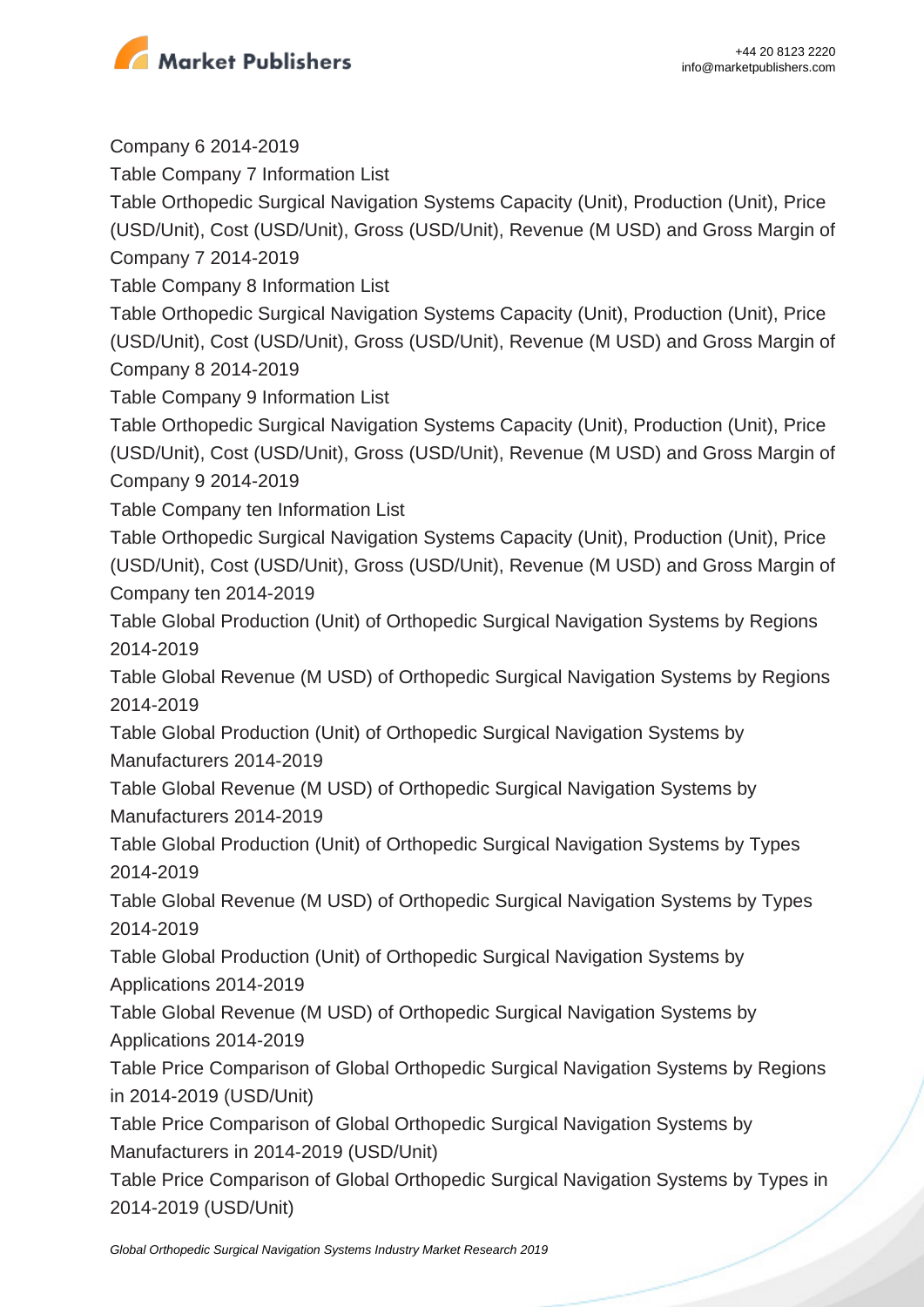Company 6 2014-2019

Table Company 7 Information List

Table Orthopedic Surgical Navigation Systems Capacity (Unit), Production (Unit), Price (USD/Unit), Cost (USD/Unit), Gross (USD/Unit), Revenue (M USD) and Gross Margin of Company 7 2014-2019

Table Company 8 Information List

Table Orthopedic Surgical Navigation Systems Capacity (Unit), Production (Unit), Price (USD/Unit), Cost (USD/Unit), Gross (USD/Unit), Revenue (M USD) and Gross Margin of Company 8 2014-2019

Table Company 9 Information List

Table Orthopedic Surgical Navigation Systems Capacity (Unit), Production (Unit), Price (USD/Unit), Cost (USD/Unit), Gross (USD/Unit), Revenue (M USD) and Gross Margin of Company 9 2014-2019

Table Company ten Information List

Table Orthopedic Surgical Navigation Systems Capacity (Unit), Production (Unit), Price (USD/Unit), Cost (USD/Unit), Gross (USD/Unit), Revenue (M USD) and Gross Margin of Company ten 2014-2019

Table Global Production (Unit) of Orthopedic Surgical Navigation Systems by Regions 2014-2019

Table Global Revenue (M USD) of Orthopedic Surgical Navigation Systems by Regions 2014-2019

Table Global Production (Unit) of Orthopedic Surgical Navigation Systems by Manufacturers 2014-2019

Table Global Revenue (M USD) of Orthopedic Surgical Navigation Systems by Manufacturers 2014-2019

Table Global Production (Unit) of Orthopedic Surgical Navigation Systems by Types 2014-2019

Table Global Revenue (M USD) of Orthopedic Surgical Navigation Systems by Types 2014-2019

Table Global Production (Unit) of Orthopedic Surgical Navigation Systems by Applications 2014-2019

Table Global Revenue (M USD) of Orthopedic Surgical Navigation Systems by Applications 2014-2019

Table Price Comparison of Global Orthopedic Surgical Navigation Systems by Regions in 2014-2019 (USD/Unit)

Table Price Comparison of Global Orthopedic Surgical Navigation Systems by Manufacturers in 2014-2019 (USD/Unit)

Table Price Comparison of Global Orthopedic Surgical Navigation Systems by Types in 2014-2019 (USD/Unit)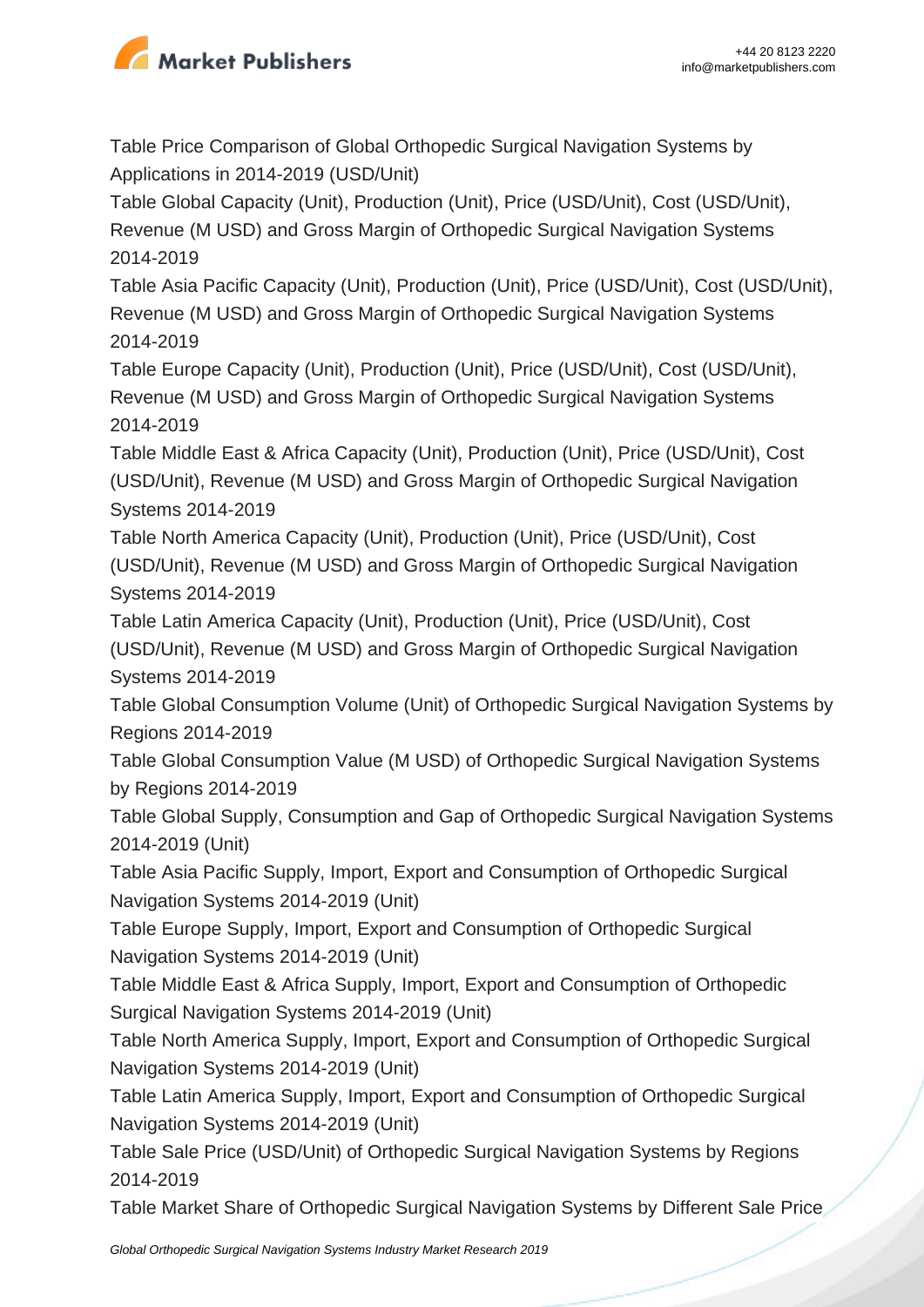Table Price Comparison of Global Orthopedic Surgical Navigation Systems by Applications in 2014-2019 (USD/Unit)

Table Global Capacity (Unit), Production (Unit), Price (USD/Unit), Cost (USD/Unit), Revenue (M USD) and Gross Margin of Orthopedic Surgical Navigation Systems 2014-2019

Table Asia Pacific Capacity (Unit), Production (Unit), Price (USD/Unit), Cost (USD/Unit), Revenue (M USD) and Gross Margin of Orthopedic Surgical Navigation Systems 2014-2019

Table Europe Capacity (Unit), Production (Unit), Price (USD/Unit), Cost (USD/Unit), Revenue (M USD) and Gross Margin of Orthopedic Surgical Navigation Systems 2014-2019

Table Middle East & Africa Capacity (Unit), Production (Unit), Price (USD/Unit), Cost (USD/Unit), Revenue (M USD) and Gross Margin of Orthopedic Surgical Navigation Systems 2014-2019

Table North America Capacity (Unit), Production (Unit), Price (USD/Unit), Cost (USD/Unit), Revenue (M USD) and Gross Margin of Orthopedic Surgical Navigation Systems 2014-2019

Table Latin America Capacity (Unit), Production (Unit), Price (USD/Unit), Cost (USD/Unit), Revenue (M USD) and Gross Margin of Orthopedic Surgical Navigation Systems 2014-2019

Table Global Consumption Volume (Unit) of Orthopedic Surgical Navigation Systems by Regions 2014-2019

Table Global Consumption Value (M USD) of Orthopedic Surgical Navigation Systems by Regions 2014-2019

Table Global Supply, Consumption and Gap of Orthopedic Surgical Navigation Systems 2014-2019 (Unit)

Table Asia Pacific Supply, Import, Export and Consumption of Orthopedic Surgical Navigation Systems 2014-2019 (Unit)

Table Europe Supply, Import, Export and Consumption of Orthopedic Surgical Navigation Systems 2014-2019 (Unit)

Table Middle East & Africa Supply, Import, Export and Consumption of Orthopedic Surgical Navigation Systems 2014-2019 (Unit)

Table North America Supply, Import, Export and Consumption of Orthopedic Surgical Navigation Systems 2014-2019 (Unit)

Table Latin America Supply, Import, Export and Consumption of Orthopedic Surgical Navigation Systems 2014-2019 (Unit)

Table Sale Price (USD/Unit) of Orthopedic Surgical Navigation Systems by Regions 2014-2019

Table Market Share of Orthopedic Surgical Navigation Systems by Different Sale Price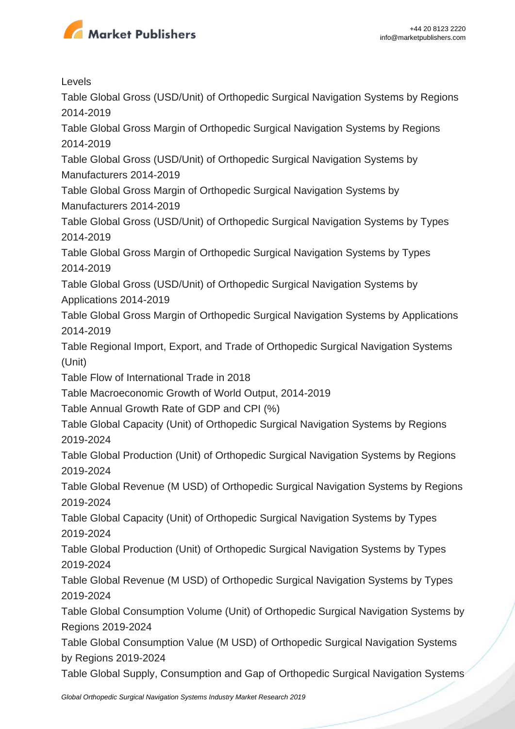Levels

Table Global Gross (USD/Unit) of Orthopedic Surgical Navigation Systems by Regions 2014-2019

Table Global Gross Margin of Orthopedic Surgical Navigation Systems by Regions 2014-2019

Table Global Gross (USD/Unit) of Orthopedic Surgical Navigation Systems by Manufacturers 2014-2019

Table Global Gross Margin of Orthopedic Surgical Navigation Systems by Manufacturers 2014-2019

Table Global Gross (USD/Unit) of Orthopedic Surgical Navigation Systems by Types 2014-2019

Table Global Gross Margin of Orthopedic Surgical Navigation Systems by Types 2014-2019

Table Global Gross (USD/Unit) of Orthopedic Surgical Navigation Systems by Applications 2014-2019

Table Global Gross Margin of Orthopedic Surgical Navigation Systems by Applications 2014-2019

Table Regional Import, Export, and Trade of Orthopedic Surgical Navigation Systems (Unit)

Table Flow of International Trade in 2018

Table Macroeconomic Growth of World Output, 2014-2019

Table Annual Growth Rate of GDP and CPI (%)

Table Global Capacity (Unit) of Orthopedic Surgical Navigation Systems by Regions 2019-2024

Table Global Production (Unit) of Orthopedic Surgical Navigation Systems by Regions 2019-2024

Table Global Revenue (M USD) of Orthopedic Surgical Navigation Systems by Regions 2019-2024

Table Global Capacity (Unit) of Orthopedic Surgical Navigation Systems by Types 2019-2024

Table Global Production (Unit) of Orthopedic Surgical Navigation Systems by Types 2019-2024

Table Global Revenue (M USD) of Orthopedic Surgical Navigation Systems by Types 2019-2024

Table Global Consumption Volume (Unit) of Orthopedic Surgical Navigation Systems by Regions 2019-2024

Table Global Consumption Value (M USD) of Orthopedic Surgical Navigation Systems by Regions 2019-2024

Table Global Supply, Consumption and Gap of Orthopedic Surgical Navigation Systems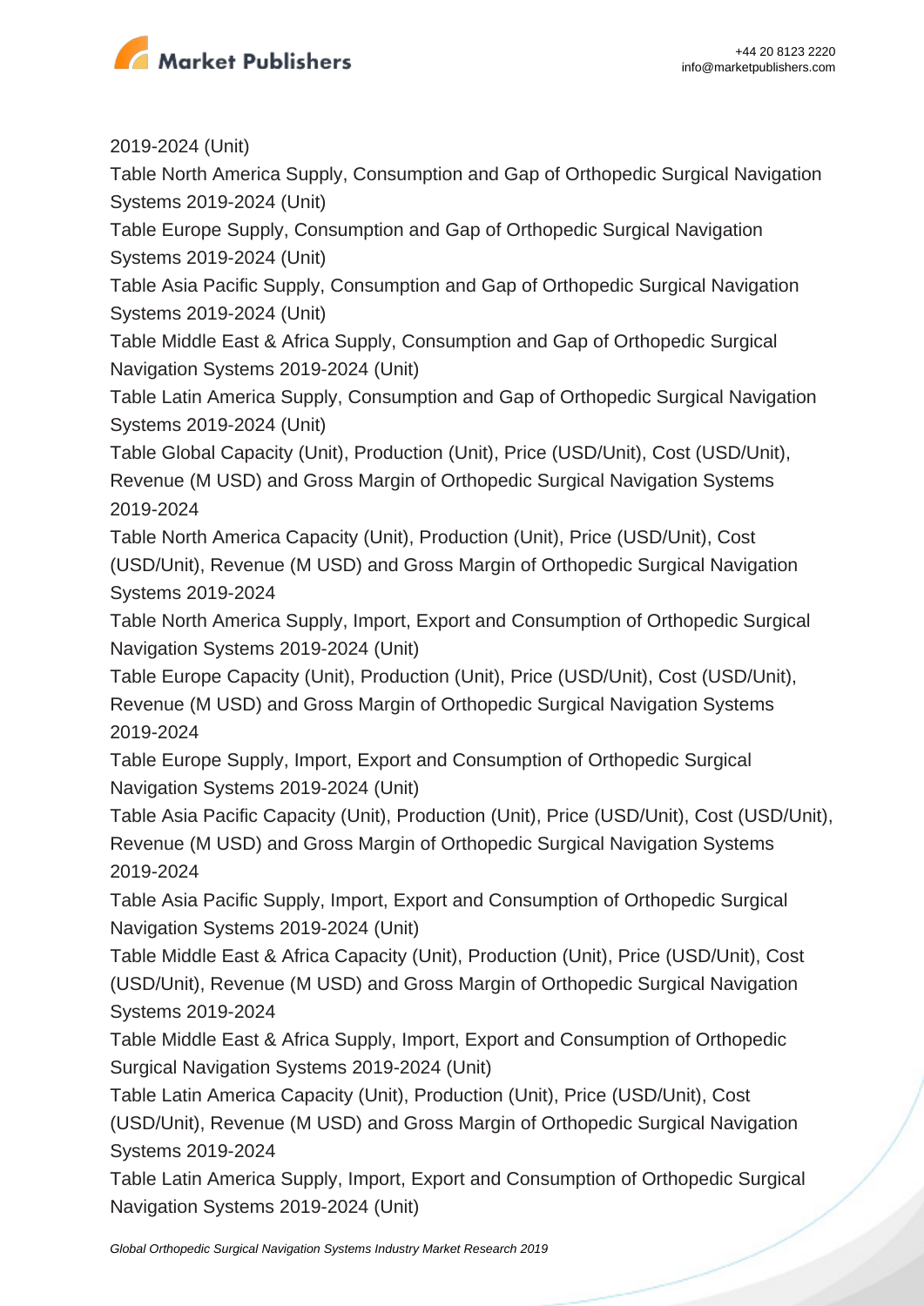2019-2024 (Unit)

Table North America Supply, Consumption and Gap of Orthopedic Surgical Navigation Systems 2019-2024 (Unit)

Table Europe Supply, Consumption and Gap of Orthopedic Surgical Navigation Systems 2019-2024 (Unit)

Table Asia Pacific Supply, Consumption and Gap of Orthopedic Surgical Navigation Systems 2019-2024 (Unit)

Table Middle East & Africa Supply, Consumption and Gap of Orthopedic Surgical Navigation Systems 2019-2024 (Unit)

Table Latin America Supply, Consumption and Gap of Orthopedic Surgical Navigation Systems 2019-2024 (Unit)

Table Global Capacity (Unit), Production (Unit), Price (USD/Unit), Cost (USD/Unit), Revenue (M USD) and Gross Margin of Orthopedic Surgical Navigation Systems 2019-2024

Table North America Capacity (Unit), Production (Unit), Price (USD/Unit), Cost (USD/Unit), Revenue (M USD) and Gross Margin of Orthopedic Surgical Navigation Systems 2019-2024

Table North America Supply, Import, Export and Consumption of Orthopedic Surgical Navigation Systems 2019-2024 (Unit)

Table Europe Capacity (Unit), Production (Unit), Price (USD/Unit), Cost (USD/Unit), Revenue (M USD) and Gross Margin of Orthopedic Surgical Navigation Systems 2019-2024

Table Europe Supply, Import, Export and Consumption of Orthopedic Surgical Navigation Systems 2019-2024 (Unit)

Table Asia Pacific Capacity (Unit), Production (Unit), Price (USD/Unit), Cost (USD/Unit), Revenue (M USD) and Gross Margin of Orthopedic Surgical Navigation Systems 2019-2024

Table Asia Pacific Supply, Import, Export and Consumption of Orthopedic Surgical Navigation Systems 2019-2024 (Unit)

Table Middle East & Africa Capacity (Unit), Production (Unit), Price (USD/Unit), Cost (USD/Unit), Revenue (M USD) and Gross Margin of Orthopedic Surgical Navigation Systems 2019-2024

Table Middle East & Africa Supply, Import, Export and Consumption of Orthopedic Surgical Navigation Systems 2019-2024 (Unit)

Table Latin America Capacity (Unit), Production (Unit), Price (USD/Unit), Cost (USD/Unit), Revenue (M USD) and Gross Margin of Orthopedic Surgical Navigation Systems 2019-2024

Table Latin America Supply, Import, Export and Consumption of Orthopedic Surgical Navigation Systems 2019-2024 (Unit)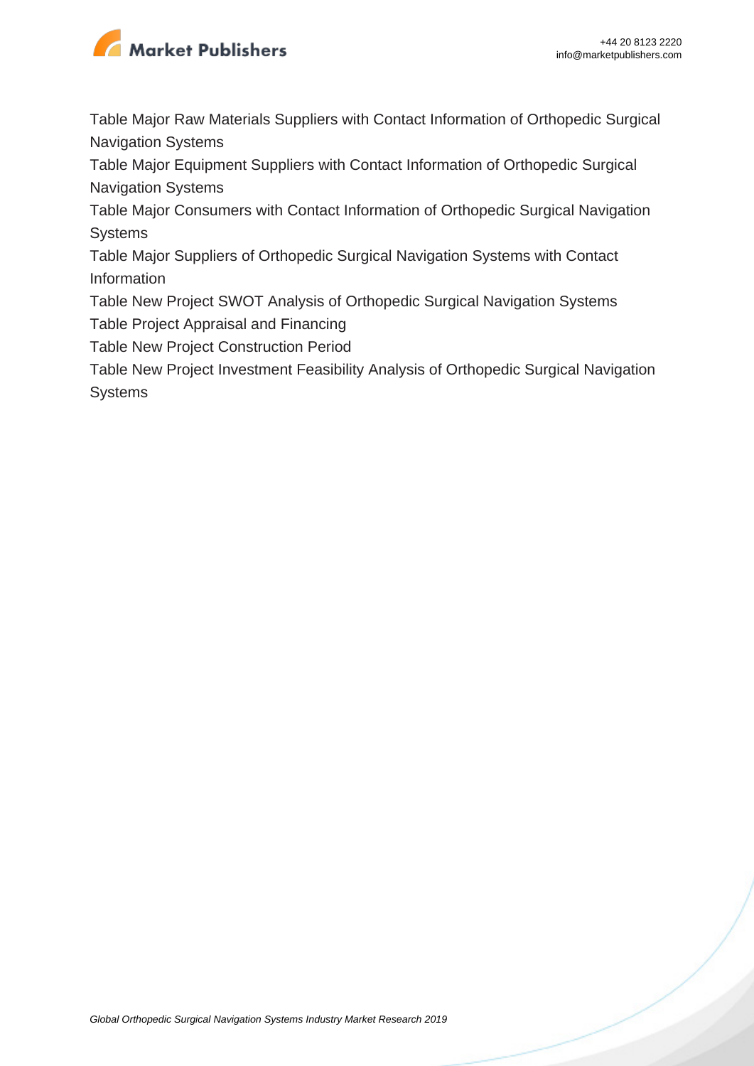Table Major Raw Materials Suppliers with Contact Information of Orthopedic Surgical Navigation Systems

Table Major Equipment Suppliers with Contact Information of Orthopedic Surgical Navigation Systems

Table Major Consumers with Contact Information of Orthopedic Surgical Navigation Systems

Table Major Suppliers of Orthopedic Surgical Navigation Systems with Contact Information

Table New Project SWOT Analysis of Orthopedic Surgical Navigation Systems

Table Project Appraisal and Financing

Table New Project Construction Period

Table New Project Investment Feasibility Analysis of Orthopedic Surgical Navigation Systems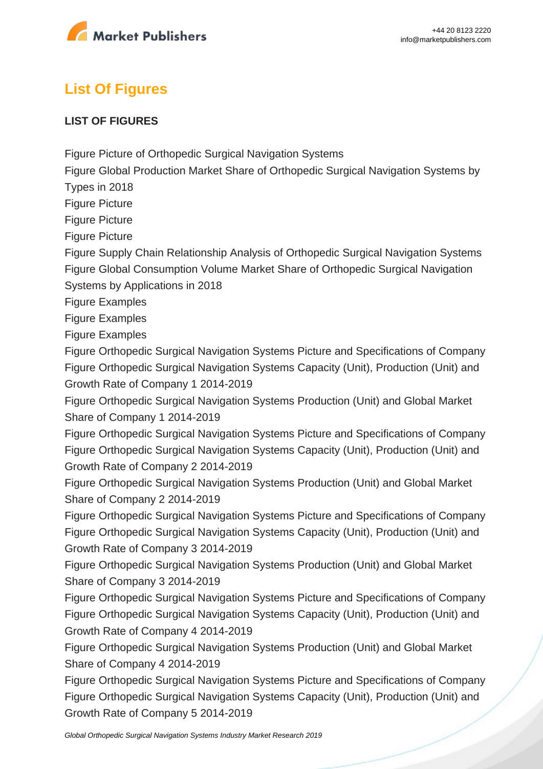## List Of Figures

**LIST OF FIGURES**

Figure Picture of Orthopedic Surgical Navigation Systems
Figure Global Production Market Share of Orthopedic Surgical Navigation Systems by Types in 2018
Figure Picture
Figure Picture
Figure Picture
Figure Supply Chain Relationship Analysis of Orthopedic Surgical Navigation Systems
Figure Global Consumption Volume Market Share of Orthopedic Surgical Navigation Systems by Applications in 2018
Figure Examples
Figure Examples
Figure Examples
Figure Orthopedic Surgical Navigation Systems Picture and Specifications of Company
Figure Orthopedic Surgical Navigation Systems Capacity (Unit), Production (Unit) and Growth Rate of Company 1 2014-2019
Figure Orthopedic Surgical Navigation Systems Production (Unit) and Global Market Share of Company 1 2014-2019
Figure Orthopedic Surgical Navigation Systems Picture and Specifications of Company
Figure Orthopedic Surgical Navigation Systems Capacity (Unit), Production (Unit) and Growth Rate of Company 2 2014-2019
Figure Orthopedic Surgical Navigation Systems Production (Unit) and Global Market Share of Company 2 2014-2019
Figure Orthopedic Surgical Navigation Systems Picture and Specifications of Company
Figure Orthopedic Surgical Navigation Systems Capacity (Unit), Production (Unit) and Growth Rate of Company 3 2014-2019
Figure Orthopedic Surgical Navigation Systems Production (Unit) and Global Market Share of Company 3 2014-2019
Figure Orthopedic Surgical Navigation Systems Picture and Specifications of Company
Figure Orthopedic Surgical Navigation Systems Capacity (Unit), Production (Unit) and Growth Rate of Company 4 2014-2019
Figure Orthopedic Surgical Navigation Systems Production (Unit) and Global Market Share of Company 4 2014-2019
Figure Orthopedic Surgical Navigation Systems Picture and Specifications of Company
Figure Orthopedic Surgical Navigation Systems Capacity (Unit), Production (Unit) and Growth Rate of Company 5 2014-2019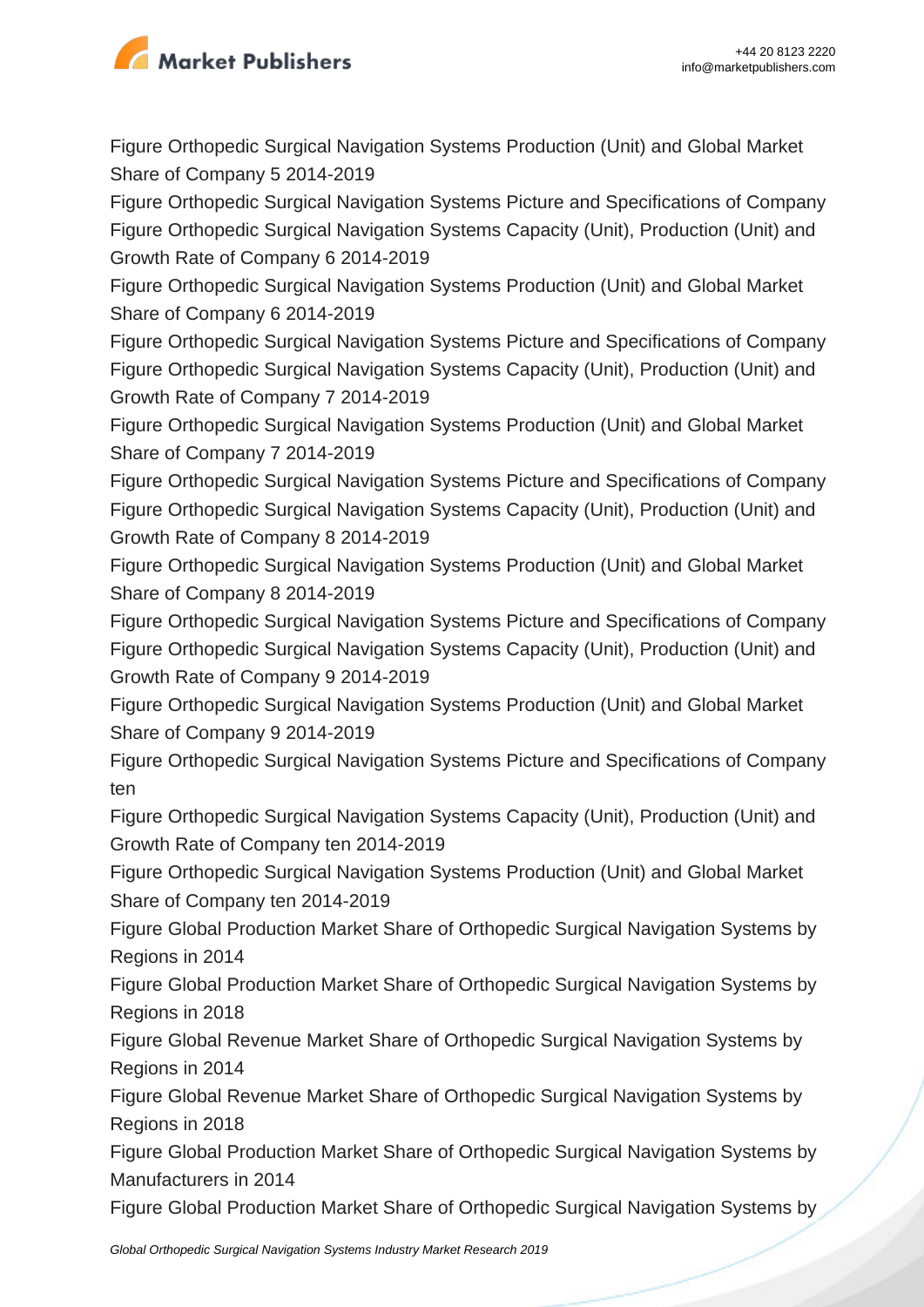Figure Orthopedic Surgical Navigation Systems Production (Unit) and Global Market Share of Company 5 2014-2019

Figure Orthopedic Surgical Navigation Systems Picture and Specifications of Company

Figure Orthopedic Surgical Navigation Systems Capacity (Unit), Production (Unit) and Growth Rate of Company 6 2014-2019

Figure Orthopedic Surgical Navigation Systems Production (Unit) and Global Market Share of Company 6 2014-2019

Figure Orthopedic Surgical Navigation Systems Picture and Specifications of Company

Figure Orthopedic Surgical Navigation Systems Capacity (Unit), Production (Unit) and Growth Rate of Company 7 2014-2019

Figure Orthopedic Surgical Navigation Systems Production (Unit) and Global Market Share of Company 7 2014-2019

Figure Orthopedic Surgical Navigation Systems Picture and Specifications of Company

Figure Orthopedic Surgical Navigation Systems Capacity (Unit), Production (Unit) and Growth Rate of Company 8 2014-2019

Figure Orthopedic Surgical Navigation Systems Production (Unit) and Global Market Share of Company 8 2014-2019

Figure Orthopedic Surgical Navigation Systems Picture and Specifications of Company

Figure Orthopedic Surgical Navigation Systems Capacity (Unit), Production (Unit) and Growth Rate of Company 9 2014-2019

Figure Orthopedic Surgical Navigation Systems Production (Unit) and Global Market Share of Company 9 2014-2019

Figure Orthopedic Surgical Navigation Systems Picture and Specifications of Company ten

Figure Orthopedic Surgical Navigation Systems Capacity (Unit), Production (Unit) and Growth Rate of Company ten 2014-2019

Figure Orthopedic Surgical Navigation Systems Production (Unit) and Global Market Share of Company ten 2014-2019

Figure Global Production Market Share of Orthopedic Surgical Navigation Systems by Regions in 2014

Figure Global Production Market Share of Orthopedic Surgical Navigation Systems by Regions in 2018

Figure Global Revenue Market Share of Orthopedic Surgical Navigation Systems by Regions in 2014

Figure Global Revenue Market Share of Orthopedic Surgical Navigation Systems by Regions in 2018

Figure Global Production Market Share of Orthopedic Surgical Navigation Systems by Manufacturers in 2014

Figure Global Production Market Share of Orthopedic Surgical Navigation Systems by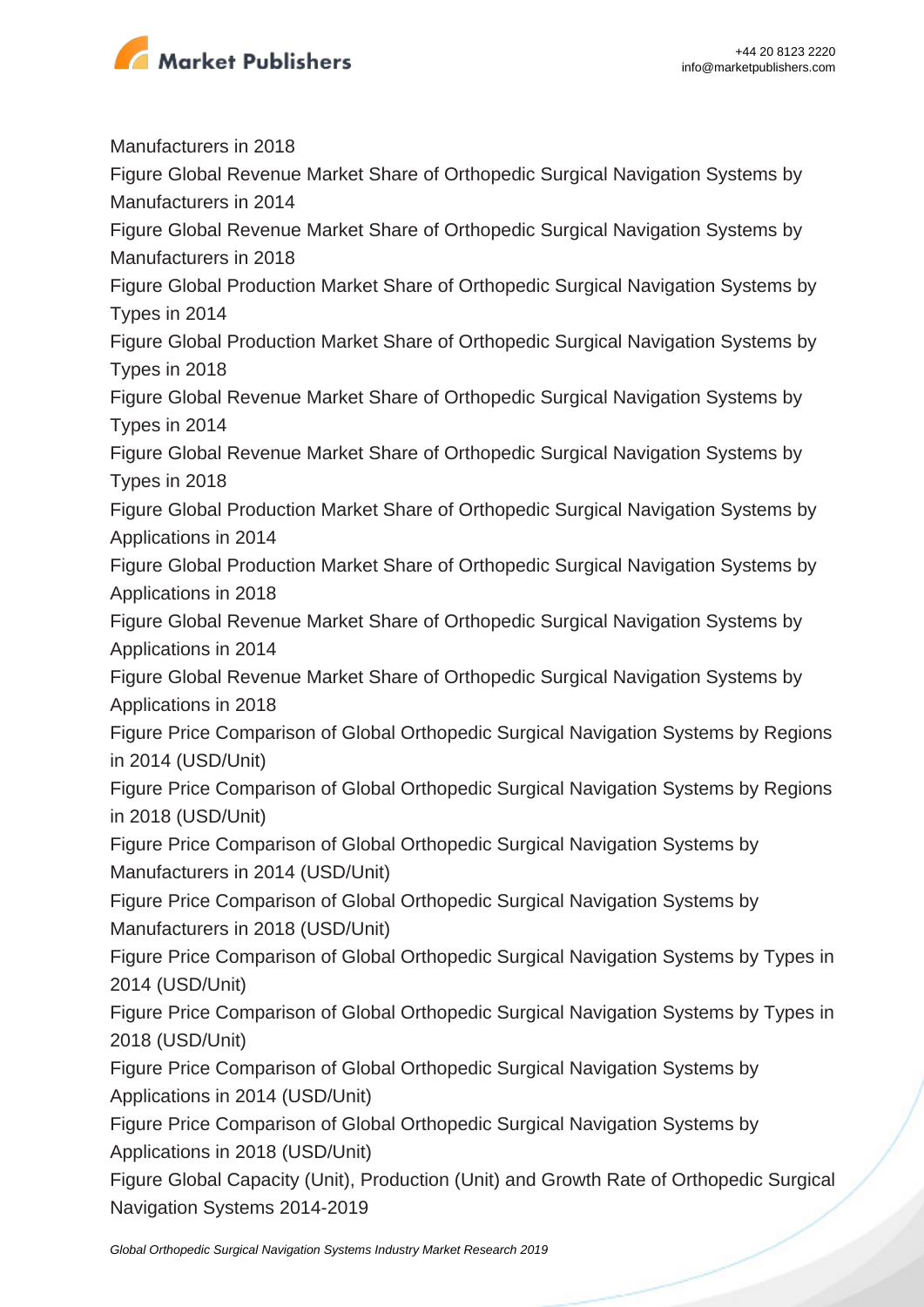Manufacturers in 2018

Figure Global Revenue Market Share of Orthopedic Surgical Navigation Systems by Manufacturers in 2014

Figure Global Revenue Market Share of Orthopedic Surgical Navigation Systems by Manufacturers in 2018

Figure Global Production Market Share of Orthopedic Surgical Navigation Systems by Types in 2014

Figure Global Production Market Share of Orthopedic Surgical Navigation Systems by Types in 2018

Figure Global Revenue Market Share of Orthopedic Surgical Navigation Systems by Types in 2014

Figure Global Revenue Market Share of Orthopedic Surgical Navigation Systems by Types in 2018

Figure Global Production Market Share of Orthopedic Surgical Navigation Systems by Applications in 2014

Figure Global Production Market Share of Orthopedic Surgical Navigation Systems by Applications in 2018

Figure Global Revenue Market Share of Orthopedic Surgical Navigation Systems by Applications in 2014

Figure Global Revenue Market Share of Orthopedic Surgical Navigation Systems by Applications in 2018

Figure Price Comparison of Global Orthopedic Surgical Navigation Systems by Regions in 2014 (USD/Unit)

Figure Price Comparison of Global Orthopedic Surgical Navigation Systems by Regions in 2018 (USD/Unit)

Figure Price Comparison of Global Orthopedic Surgical Navigation Systems by Manufacturers in 2014 (USD/Unit)

Figure Price Comparison of Global Orthopedic Surgical Navigation Systems by Manufacturers in 2018 (USD/Unit)

Figure Price Comparison of Global Orthopedic Surgical Navigation Systems by Types in 2014 (USD/Unit)

Figure Price Comparison of Global Orthopedic Surgical Navigation Systems by Types in 2018 (USD/Unit)

Figure Price Comparison of Global Orthopedic Surgical Navigation Systems by Applications in 2014 (USD/Unit)

Figure Price Comparison of Global Orthopedic Surgical Navigation Systems by Applications in 2018 (USD/Unit)

Figure Global Capacity (Unit), Production (Unit) and Growth Rate of Orthopedic Surgical Navigation Systems 2014-2019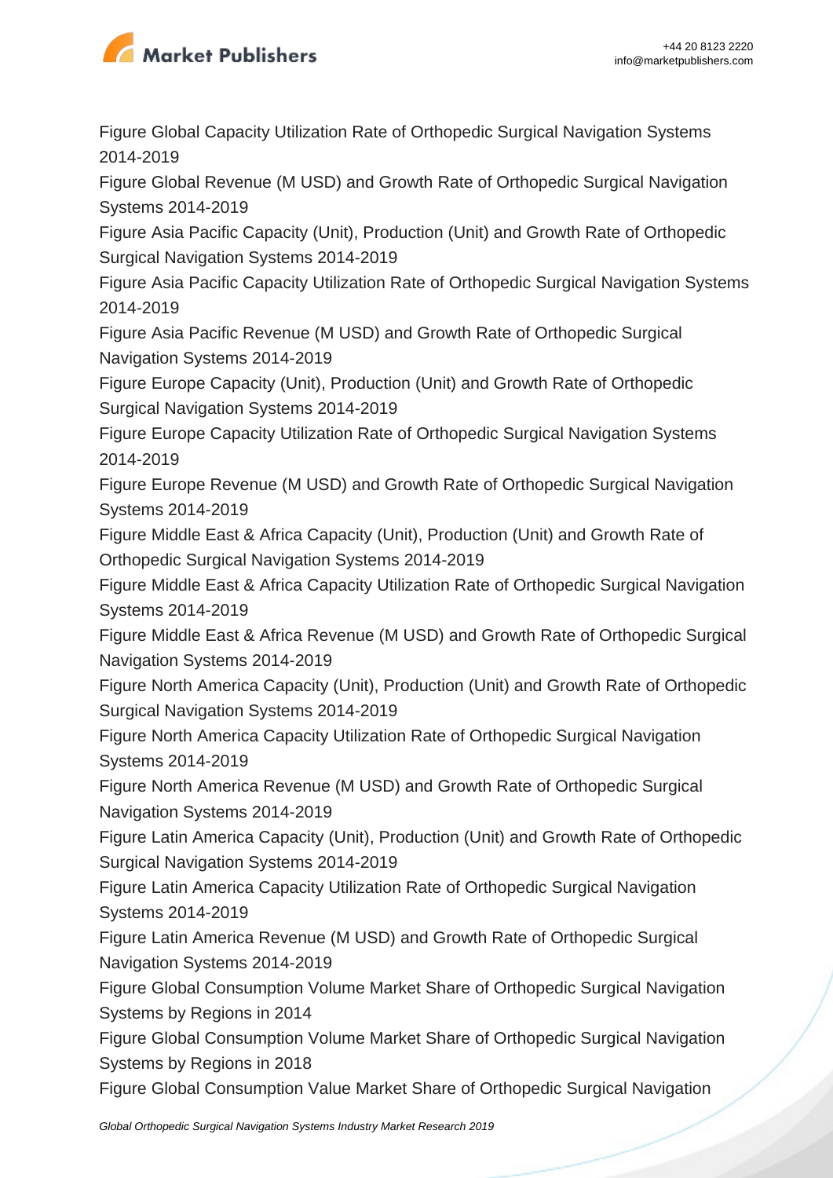Figure Global Capacity Utilization Rate of Orthopedic Surgical Navigation Systems 2014-2019

Figure Global Revenue (M USD) and Growth Rate of Orthopedic Surgical Navigation Systems 2014-2019

Figure Asia Pacific Capacity (Unit), Production (Unit) and Growth Rate of Orthopedic Surgical Navigation Systems 2014-2019

Figure Asia Pacific Capacity Utilization Rate of Orthopedic Surgical Navigation Systems 2014-2019

Figure Asia Pacific Revenue (M USD) and Growth Rate of Orthopedic Surgical Navigation Systems 2014-2019

Figure Europe Capacity (Unit), Production (Unit) and Growth Rate of Orthopedic Surgical Navigation Systems 2014-2019

Figure Europe Capacity Utilization Rate of Orthopedic Surgical Navigation Systems 2014-2019

Figure Europe Revenue (M USD) and Growth Rate of Orthopedic Surgical Navigation Systems 2014-2019

Figure Middle East & Africa Capacity (Unit), Production (Unit) and Growth Rate of Orthopedic Surgical Navigation Systems 2014-2019

Figure Middle East & Africa Capacity Utilization Rate of Orthopedic Surgical Navigation Systems 2014-2019

Figure Middle East & Africa Revenue (M USD) and Growth Rate of Orthopedic Surgical Navigation Systems 2014-2019

Figure North America Capacity (Unit), Production (Unit) and Growth Rate of Orthopedic Surgical Navigation Systems 2014-2019

Figure North America Capacity Utilization Rate of Orthopedic Surgical Navigation Systems 2014-2019

Figure North America Revenue (M USD) and Growth Rate of Orthopedic Surgical Navigation Systems 2014-2019

Figure Latin America Capacity (Unit), Production (Unit) and Growth Rate of Orthopedic Surgical Navigation Systems 2014-2019

Figure Latin America Capacity Utilization Rate of Orthopedic Surgical Navigation Systems 2014-2019

Figure Latin America Revenue (M USD) and Growth Rate of Orthopedic Surgical Navigation Systems 2014-2019

Figure Global Consumption Volume Market Share of Orthopedic Surgical Navigation Systems by Regions in 2014

Figure Global Consumption Volume Market Share of Orthopedic Surgical Navigation Systems by Regions in 2018

Figure Global Consumption Value Market Share of Orthopedic Surgical Navigation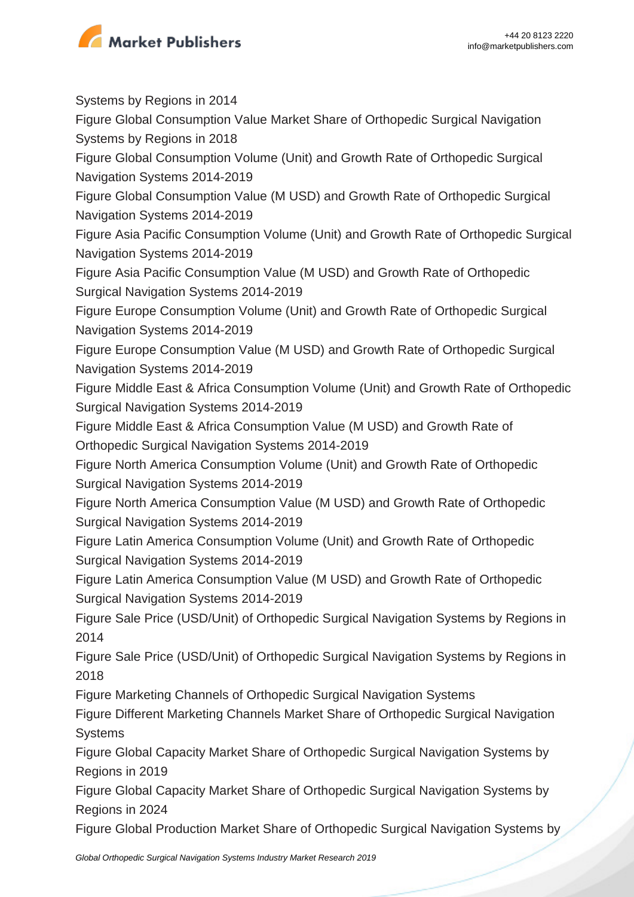Systems by Regions in 2014

Figure Global Consumption Value Market Share of Orthopedic Surgical Navigation Systems by Regions in 2018

Figure Global Consumption Volume (Unit) and Growth Rate of Orthopedic Surgical Navigation Systems 2014-2019

Figure Global Consumption Value (M USD) and Growth Rate of Orthopedic Surgical Navigation Systems 2014-2019

Figure Asia Pacific Consumption Volume (Unit) and Growth Rate of Orthopedic Surgical Navigation Systems 2014-2019

Figure Asia Pacific Consumption Value (M USD) and Growth Rate of Orthopedic Surgical Navigation Systems 2014-2019

Figure Europe Consumption Volume (Unit) and Growth Rate of Orthopedic Surgical Navigation Systems 2014-2019

Figure Europe Consumption Value (M USD) and Growth Rate of Orthopedic Surgical Navigation Systems 2014-2019

Figure Middle East & Africa Consumption Volume (Unit) and Growth Rate of Orthopedic Surgical Navigation Systems 2014-2019

Figure Middle East & Africa Consumption Value (M USD) and Growth Rate of Orthopedic Surgical Navigation Systems 2014-2019

Figure North America Consumption Volume (Unit) and Growth Rate of Orthopedic Surgical Navigation Systems 2014-2019

Figure North America Consumption Value (M USD) and Growth Rate of Orthopedic Surgical Navigation Systems 2014-2019

Figure Latin America Consumption Volume (Unit) and Growth Rate of Orthopedic Surgical Navigation Systems 2014-2019

Figure Latin America Consumption Value (M USD) and Growth Rate of Orthopedic Surgical Navigation Systems 2014-2019

Figure Sale Price (USD/Unit) of Orthopedic Surgical Navigation Systems by Regions in 2014

Figure Sale Price (USD/Unit) of Orthopedic Surgical Navigation Systems by Regions in 2018

Figure Marketing Channels of Orthopedic Surgical Navigation Systems

Figure Different Marketing Channels Market Share of Orthopedic Surgical Navigation Systems

Figure Global Capacity Market Share of Orthopedic Surgical Navigation Systems by Regions in 2019

Figure Global Capacity Market Share of Orthopedic Surgical Navigation Systems by Regions in 2024

Figure Global Production Market Share of Orthopedic Surgical Navigation Systems by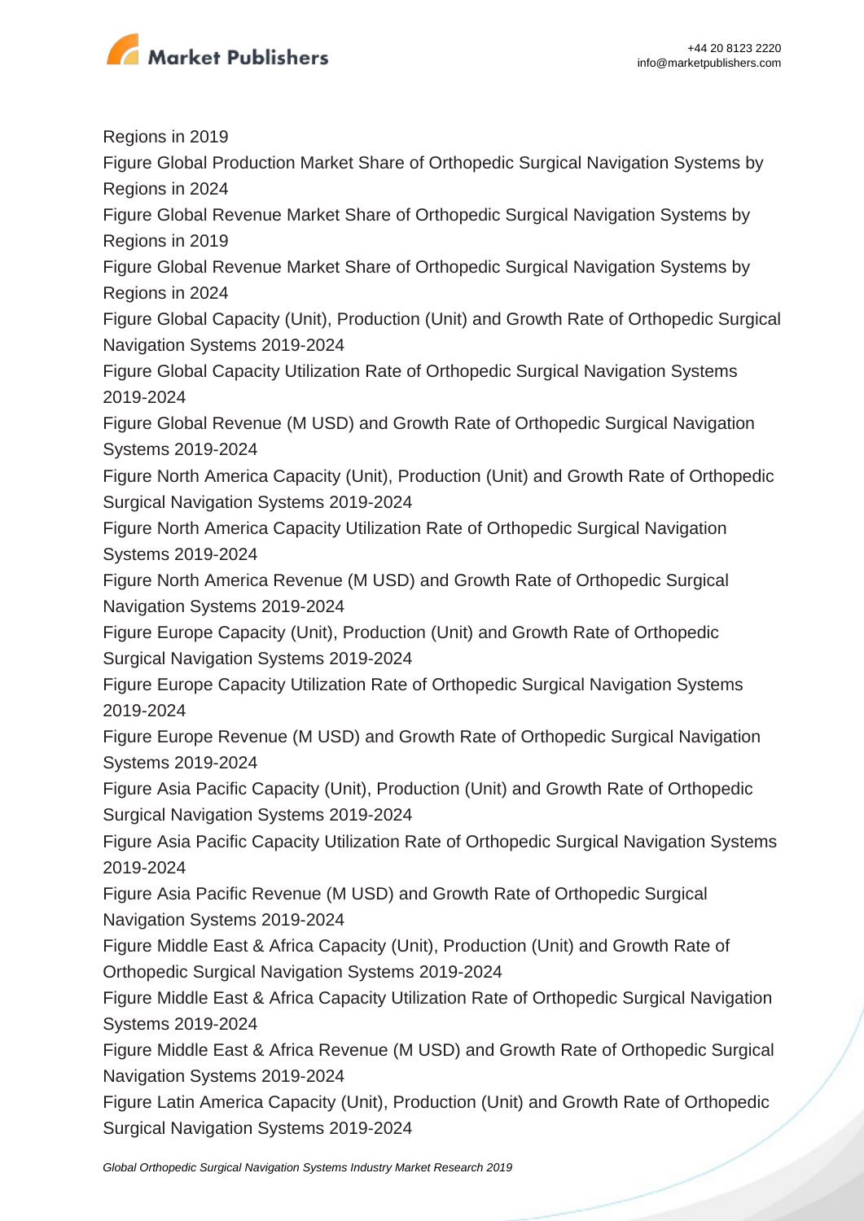Regions in 2019

Figure Global Production Market Share of Orthopedic Surgical Navigation Systems by Regions in 2024

Figure Global Revenue Market Share of Orthopedic Surgical Navigation Systems by Regions in 2019

Figure Global Revenue Market Share of Orthopedic Surgical Navigation Systems by Regions in 2024

Figure Global Capacity (Unit), Production (Unit) and Growth Rate of Orthopedic Surgical Navigation Systems 2019-2024

Figure Global Capacity Utilization Rate of Orthopedic Surgical Navigation Systems 2019-2024

Figure Global Revenue (M USD) and Growth Rate of Orthopedic Surgical Navigation Systems 2019-2024

Figure North America Capacity (Unit), Production (Unit) and Growth Rate of Orthopedic Surgical Navigation Systems 2019-2024

Figure North America Capacity Utilization Rate of Orthopedic Surgical Navigation Systems 2019-2024

Figure North America Revenue (M USD) and Growth Rate of Orthopedic Surgical Navigation Systems 2019-2024

Figure Europe Capacity (Unit), Production (Unit) and Growth Rate of Orthopedic Surgical Navigation Systems 2019-2024

Figure Europe Capacity Utilization Rate of Orthopedic Surgical Navigation Systems 2019-2024

Figure Europe Revenue (M USD) and Growth Rate of Orthopedic Surgical Navigation Systems 2019-2024

Figure Asia Pacific Capacity (Unit), Production (Unit) and Growth Rate of Orthopedic Surgical Navigation Systems 2019-2024

Figure Asia Pacific Capacity Utilization Rate of Orthopedic Surgical Navigation Systems 2019-2024

Figure Asia Pacific Revenue (M USD) and Growth Rate of Orthopedic Surgical Navigation Systems 2019-2024

Figure Middle East & Africa Capacity (Unit), Production (Unit) and Growth Rate of Orthopedic Surgical Navigation Systems 2019-2024

Figure Middle East & Africa Capacity Utilization Rate of Orthopedic Surgical Navigation Systems 2019-2024

Figure Middle East & Africa Revenue (M USD) and Growth Rate of Orthopedic Surgical Navigation Systems 2019-2024

Figure Latin America Capacity (Unit), Production (Unit) and Growth Rate of Orthopedic Surgical Navigation Systems 2019-2024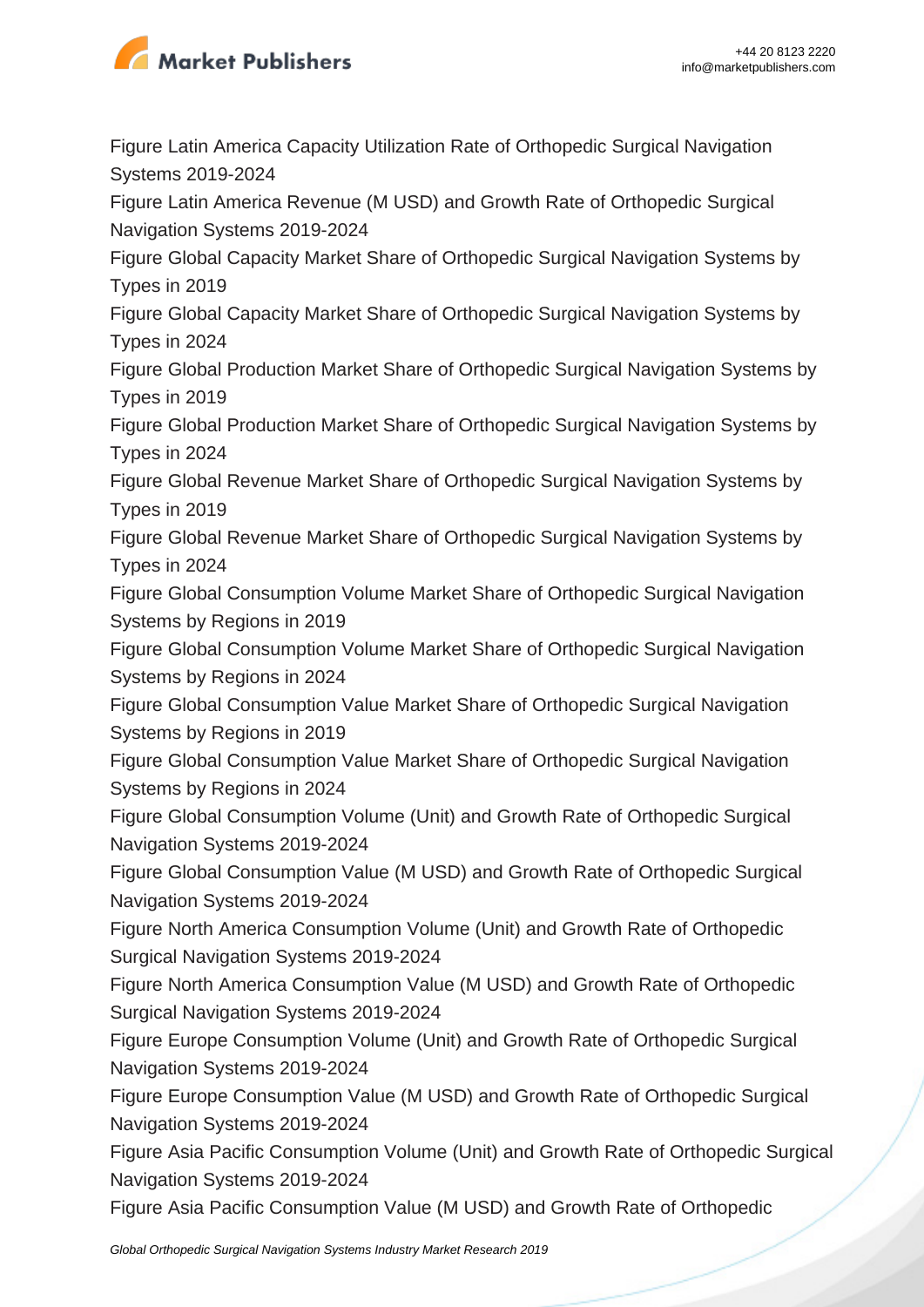Figure Latin America Capacity Utilization Rate of Orthopedic Surgical Navigation Systems 2019-2024

Figure Latin America Revenue (M USD) and Growth Rate of Orthopedic Surgical Navigation Systems 2019-2024

Figure Global Capacity Market Share of Orthopedic Surgical Navigation Systems by Types in 2019

Figure Global Capacity Market Share of Orthopedic Surgical Navigation Systems by Types in 2024

Figure Global Production Market Share of Orthopedic Surgical Navigation Systems by Types in 2019

Figure Global Production Market Share of Orthopedic Surgical Navigation Systems by Types in 2024

Figure Global Revenue Market Share of Orthopedic Surgical Navigation Systems by Types in 2019

Figure Global Revenue Market Share of Orthopedic Surgical Navigation Systems by Types in 2024

Figure Global Consumption Volume Market Share of Orthopedic Surgical Navigation Systems by Regions in 2019

Figure Global Consumption Volume Market Share of Orthopedic Surgical Navigation Systems by Regions in 2024

Figure Global Consumption Value Market Share of Orthopedic Surgical Navigation Systems by Regions in 2019

Figure Global Consumption Value Market Share of Orthopedic Surgical Navigation Systems by Regions in 2024

Figure Global Consumption Volume (Unit) and Growth Rate of Orthopedic Surgical Navigation Systems 2019-2024

Figure Global Consumption Value (M USD) and Growth Rate of Orthopedic Surgical Navigation Systems 2019-2024

Figure North America Consumption Volume (Unit) and Growth Rate of Orthopedic Surgical Navigation Systems 2019-2024

Figure North America Consumption Value (M USD) and Growth Rate of Orthopedic Surgical Navigation Systems 2019-2024

Figure Europe Consumption Volume (Unit) and Growth Rate of Orthopedic Surgical Navigation Systems 2019-2024

Figure Europe Consumption Value (M USD) and Growth Rate of Orthopedic Surgical Navigation Systems 2019-2024

Figure Asia Pacific Consumption Volume (Unit) and Growth Rate of Orthopedic Surgical Navigation Systems 2019-2024

Figure Asia Pacific Consumption Value (M USD) and Growth Rate of Orthopedic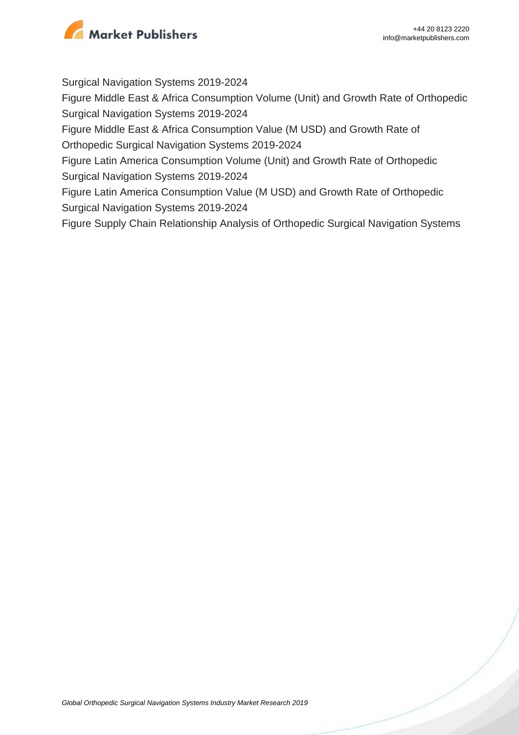Surgical Navigation Systems 2019-2024

Figure Middle East & Africa Consumption Volume (Unit) and Growth Rate of Orthopedic Surgical Navigation Systems 2019-2024

Figure Middle East & Africa Consumption Value (M USD) and Growth Rate of Orthopedic Surgical Navigation Systems 2019-2024

Figure Latin America Consumption Volume (Unit) and Growth Rate of Orthopedic Surgical Navigation Systems 2019-2024

Figure Latin America Consumption Value (M USD) and Growth Rate of Orthopedic Surgical Navigation Systems 2019-2024

Figure Supply Chain Relationship Analysis of Orthopedic Surgical Navigation Systems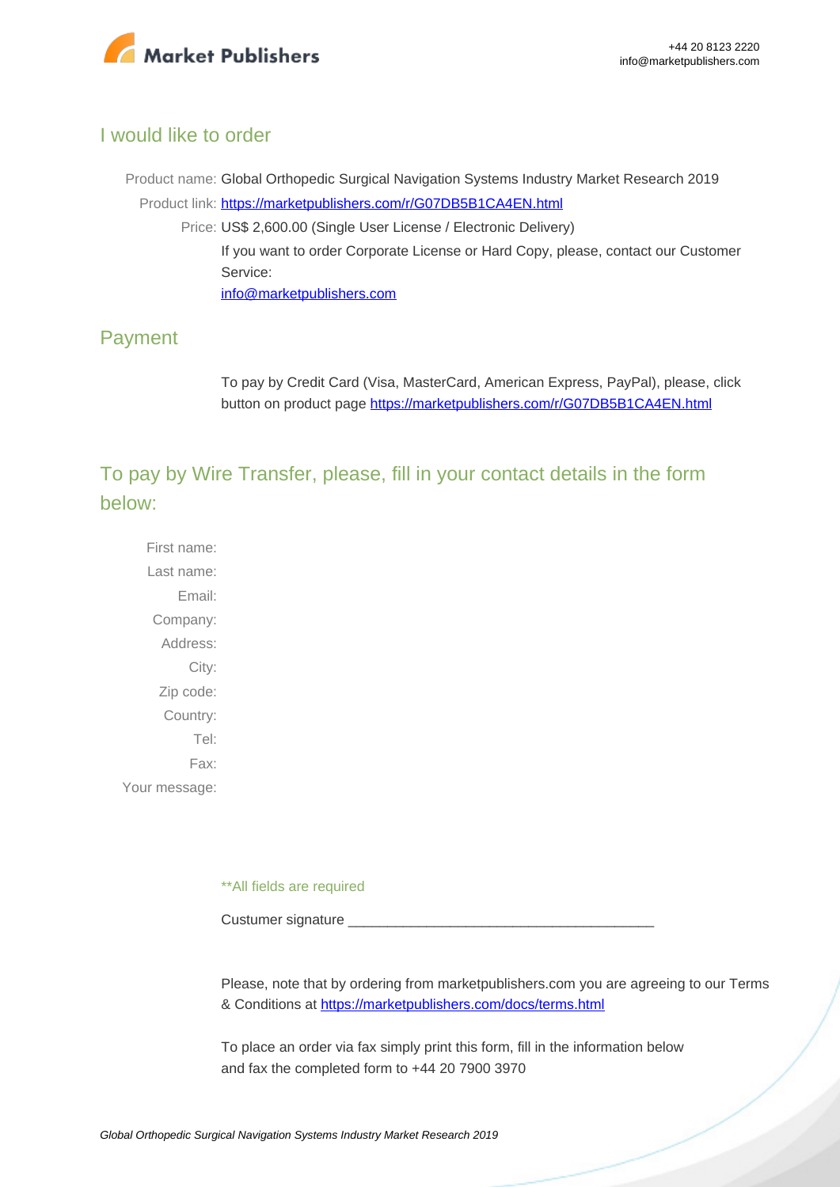## I would like to order

Product name: Global Orthopedic Surgical Navigation Systems Industry Market Research 2019

Product link: https://marketpublishers.com/r/G07DB5B1CA4EN.html

Price: US$ 2,600.00 (Single User License / Electronic Delivery)

If you want to order Corporate License or Hard Copy, please, contact our Customer Service:

info@marketpublishers.com

## Payment

To pay by Credit Card (Visa, MasterCard, American Express, PayPal), please, click button on product page https://marketpublishers.com/r/G07DB5B1CA4EN.html

## To pay by Wire Transfer, please, fill in your contact details in the form below:

First name:

Last name:

Email:

Company:

Address:

City:

Zip code:

Country:

Tel:

Fax:

Your message:

**All fields are required

Custumer signature ______________________________________

Please, note that by ordering from marketpublishers.com you are agreeing to our Terms & Conditions at https://marketpublishers.com/docs/terms.html

To place an order via fax simply print this form, fill in the information below and fax the completed form to +44 20 7900 3970